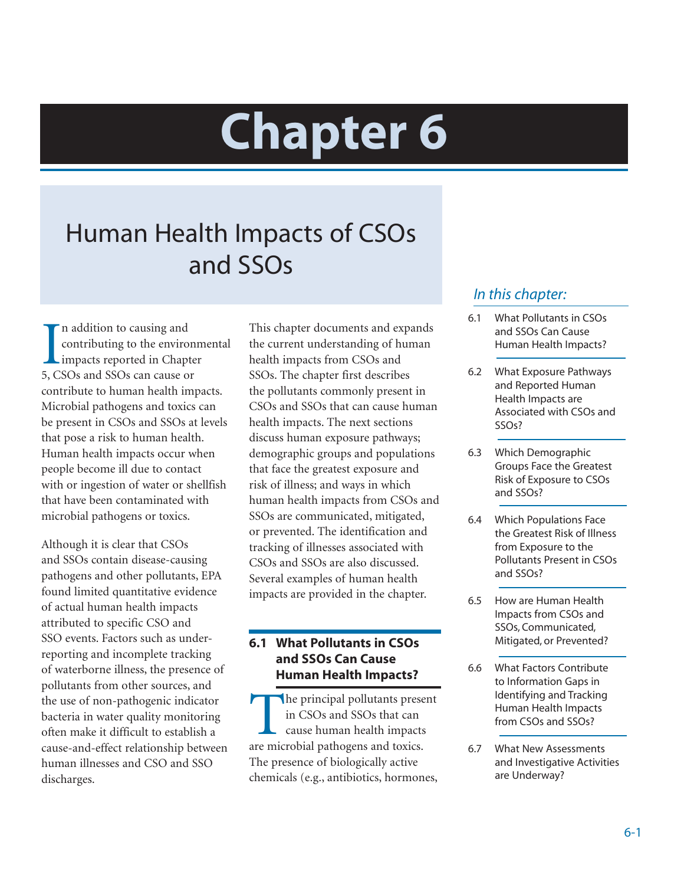# Chapter 6

## Human Health Impacts of CSOs and SSOs

*In this chapter:*

- 6.1 What Pollutants in CSOs and SSOs Can Cause Human Health Impacts?
- 6.2 What Exposure Pathways and Reported Human Health Impacts are Associated with CSOs and SSOs?
- 6.3 Which Demographic Groups Face the Greatest Risk of Exposure to CSOs and SSOs?
- 6.4 Which Populations Face the Greatest Risk of Illness from Exposure to the Pollutants Present in CSOs and SSOs?
- 6.5 How are Human Health Impacts from CSOs and SSOs, Communicated, Mitigated, or Prevented?
- 6.6 What Factors Contribute to Information Gaps in Identifying and Tracking Human Health Impacts from CSOs and SSOs?
- 6.7 What New Assessments and Investigative Activities are Underway?

In addition to causing and contributing to the environmental impacts reported in Chapter 5, CSOs and SSOs can cause or contribute to human health impacts. Microbial pathogens and toxics can be present in CSOs and SSOs at levels that pose a risk to human health. Human health impacts occur when people become ill due to contact with or ingestion of water or shellfish that have been contaminated with microbial pathogens or toxics.

Although it is clear that CSOs and SSOs contain disease-causing pathogens and other pollutants, EPA found limited quantitative evidence of actual human health impacts attributed to specific CSO and SSO events. Factors such as under-reporting and incomplete tracking of waterborne illness, the presence of pollutants from other sources, and the use of non-pathogenic indicator bacteria in water quality monitoring often make it difficult to establish a cause-and-effect relationship between human illnesses and CSO and SSO discharges.

This chapter documents and expands the current understanding of human health impacts from CSOs and SSOs. The chapter first describes the pollutants commonly present in CSOs and SSOs that can cause human health impacts. The next sections discuss human exposure pathways; demographic groups and populations that face the greatest exposure and risk of illness; and ways in which human health impacts from CSOs and SSOs are communicated, mitigated, or prevented. The identification and tracking of illnesses associated with CSOs and SSOs are also discussed. Several examples of human health impacts are provided in the chapter.

### 6.1 What Pollutants in CSOs and SSOs Can Cause Human Health Impacts?

The principal pollutants present in CSOs and SSOs that can cause human health impacts are microbial pathogens and toxics. The presence of biologically active chemicals (e.g., antibiotics, hormones,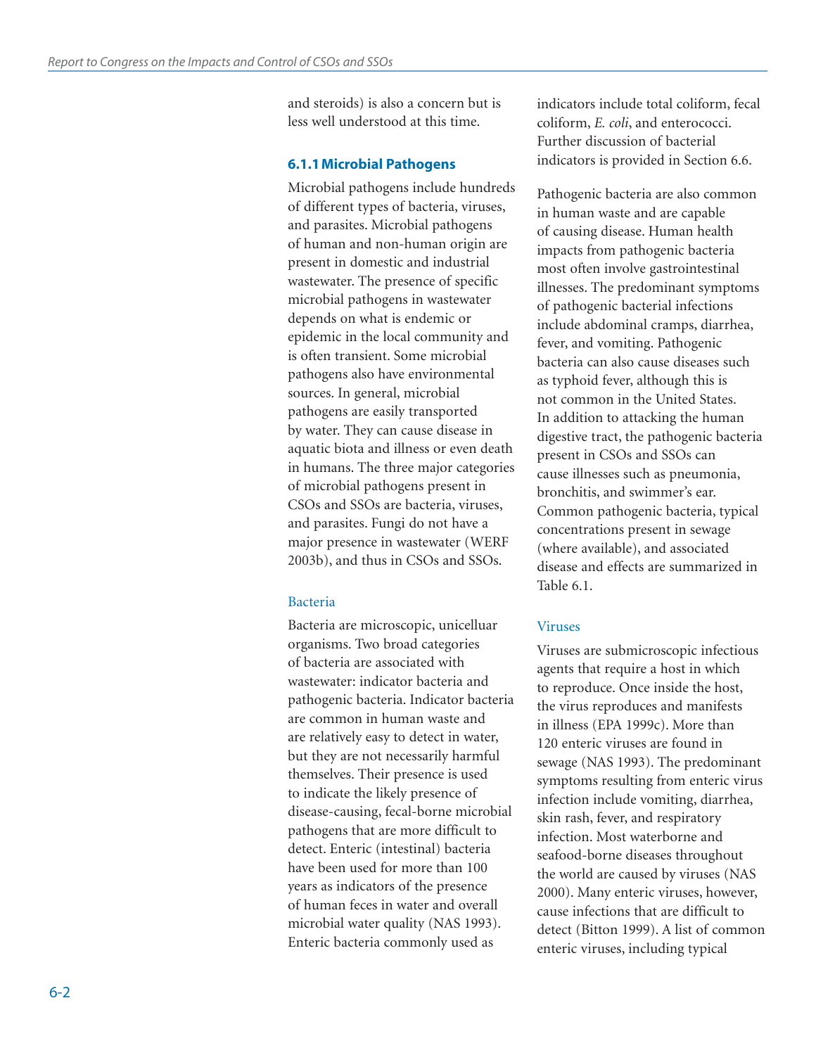and steroids) is also a concern but is less well understood at this time.

### 6.1.1 Microbial Pathogens

Microbial pathogens include hundreds of different types of bacteria, viruses, and parasites. Microbial pathogens of human and non-human origin are present in domestic and industrial wastewater. The presence of specific microbial pathogens in wastewater depends on what is endemic or epidemic in the local community and is often transient. Some microbial pathogens also have environmental sources. In general, microbial pathogens are easily transported by water. They can cause disease in aquatic biota and illness or even death in humans. The three major categories of microbial pathogens present in CSOs and SSOs are bacteria, viruses, and parasites. Fungi do not have a major presence in wastewater (WERF 2003b), and thus in CSOs and SSOs.

#### Bacteria

Bacteria are microscopic, unicelluar organisms. Two broad categories of bacteria are associated with wastewater: indicator bacteria and pathogenic bacteria. Indicator bacteria are common in human waste and are relatively easy to detect in water, but they are not necessarily harmful themselves. Their presence is used to indicate the likely presence of disease-causing, fecal-borne microbial pathogens that are more difficult to detect. Enteric (intestinal) bacteria have been used for more than 100 years as indicators of the presence of human feces in water and overall microbial water quality (NAS 1993). Enteric bacteria commonly used as indicators include total coliform, fecal coliform, *E. coli*, and enterococci. Further discussion of bacterial indicators is provided in Section 6.6.

Pathogenic bacteria are also common in human waste and are capable of causing disease. Human health impacts from pathogenic bacteria most often involve gastrointestinal illnesses. The predominant symptoms of pathogenic bacterial infections include abdominal cramps, diarrhea, fever, and vomiting. Pathogenic bacteria can also cause diseases such as typhoid fever, although this is not common in the United States. In addition to attacking the human digestive tract, the pathogenic bacteria present in CSOs and SSOs can cause illnesses such as pneumonia, bronchitis, and swimmer's ear. Common pathogenic bacteria, typical concentrations present in sewage (where available), and associated disease and effects are summarized in Table 6.1.

#### Viruses

Viruses are submicroscopic infectious agents that require a host in which to reproduce. Once inside the host, the virus reproduces and manifests in illness (EPA 1999c). More than 120 enteric viruses are found in sewage (NAS 1993). The predominant symptoms resulting from enteric virus infection include vomiting, diarrhea, skin rash, fever, and respiratory infection. Most waterborne and seafood-borne diseases throughout the world are caused by viruses (NAS 2000). Many enteric viruses, however, cause infections that are difficult to detect (Bitton 1999). A list of common enteric viruses, including typical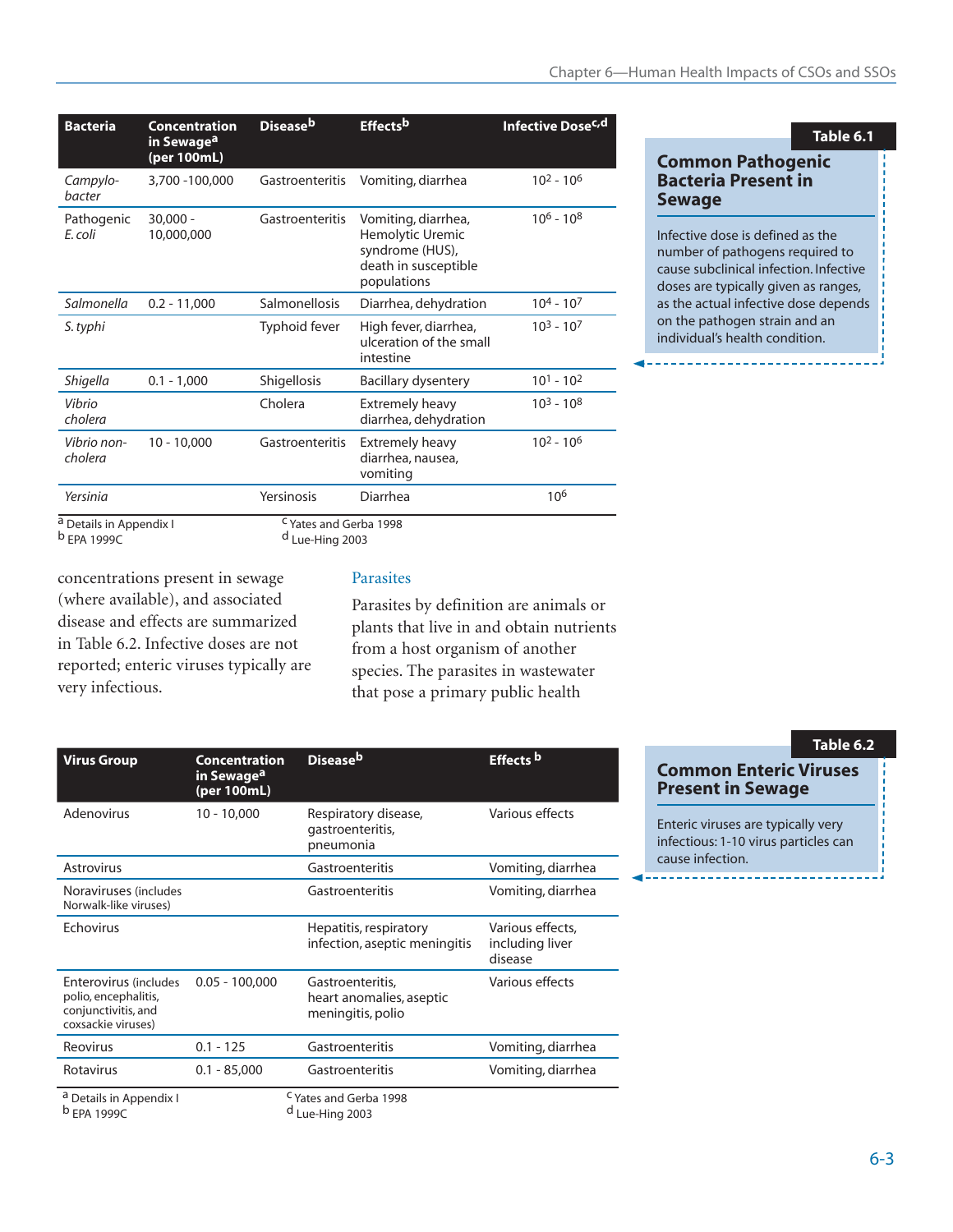**Table 6.1**

**Common Pathogenic Bacteria Present in Sewage**

Infective dose is defined as the number of pathogens required to cause subclinical infection. Infective doses are typically given as ranges, as the actual infective dose depends on the pathogen strain and an individual's health condition.

| Bacteria | Concentration in Sewage[a] (per 100mL) | Disease[b] | Effects[b] | Infective Dose[c,d] |
|---|---|---|---|---|
| *Campylobacter* | 3,700 -100,000 | Gastroenteritis | Vomiting, diarrhea | $10^2$ - $10^6$ |
| Pathogenic *E. coli* | 30,000 - 10,000,000 | Gastroenteritis | Vomiting, diarrhea, Hemolytic Uremic syndrome (HUS), death in susceptible populations | $10^6$ - $10^8$ |
| *Salmonella* | 0.2 - 11,000 | Salmonellosis | Diarrhea, dehydration | $10^4$ - $10^7$ |
| *S. typhi* | | Typhoid fever | High fever, diarrhea, ulceration of the small intestine | $10^3$ - $10^7$ |
| *Shigella* | 0.1 - 1,000 | Shigellosis | Bacillary dysentery | $10^1$ - $10^2$ |
| *Vibrio cholera* | | Cholera | Extremely heavy diarrhea, dehydration | $10^3$ - $10^8$ |
| *Vibrio non-cholera* | 10 - 10,000 | Gastroenteritis | Extremely heavy diarrhea, nausea, vomiting | $10^2$ - $10^6$ |
| *Yersinia* | | Yersinosis | Diarrhea | $10^6$ |

[a] Details in Appendix I
[b] EPA 1999C
[c] Yates and Gerba 1998
[d] Lue-Hing 2003

concentrations present in sewage (where available), and associated disease and effects are summarized in Table 6.2. Infective doses are not reported; enteric viruses typically are very infectious.

### Parasites

Parasites by definition are animals or plants that live in and obtain nutrients from a host organism of another species. The parasites in wastewater that pose a primary public health

**Table 6.2**

**Common Enteric Viruses Present in Sewage**

Enteric viruses are typically very infectious: 1-10 virus particles can cause infection.

| Virus Group | Concentration in Sewage[a] (per 100mL) | Disease[b] | Effects[b] |
|---|---|---|---|
| Adenovirus | 10 - 10,000 | Respiratory disease, gastroenteritis, pneumonia | Various effects |
| Astrovirus | | Gastroenteritis | Vomiting, diarrhea |
| Noraviruses (includes Norwalk-like viruses) | | Gastroenteritis | Vomiting, diarrhea |
| Echovirus | | Hepatitis, respiratory infection, aseptic meningitis | Various effects, including liver disease |
| Enterovirus (includes polio, encephalitis, conjunctivitis, and coxsackie viruses) | 0.05 - 100,000 | Gastroenteritis, heart anomalies, aseptic meningitis, polio | Various effects |
| Reovirus | 0.1 - 125 | Gastroenteritis | Vomiting, diarrhea |
| Rotavirus | 0.1 - 85,000 | Gastroenteritis | Vomiting, diarrhea |

[a] Details in Appendix I
[b] EPA 1999C
[c] Yates and Gerba 1998
[d] Lue-Hing 2003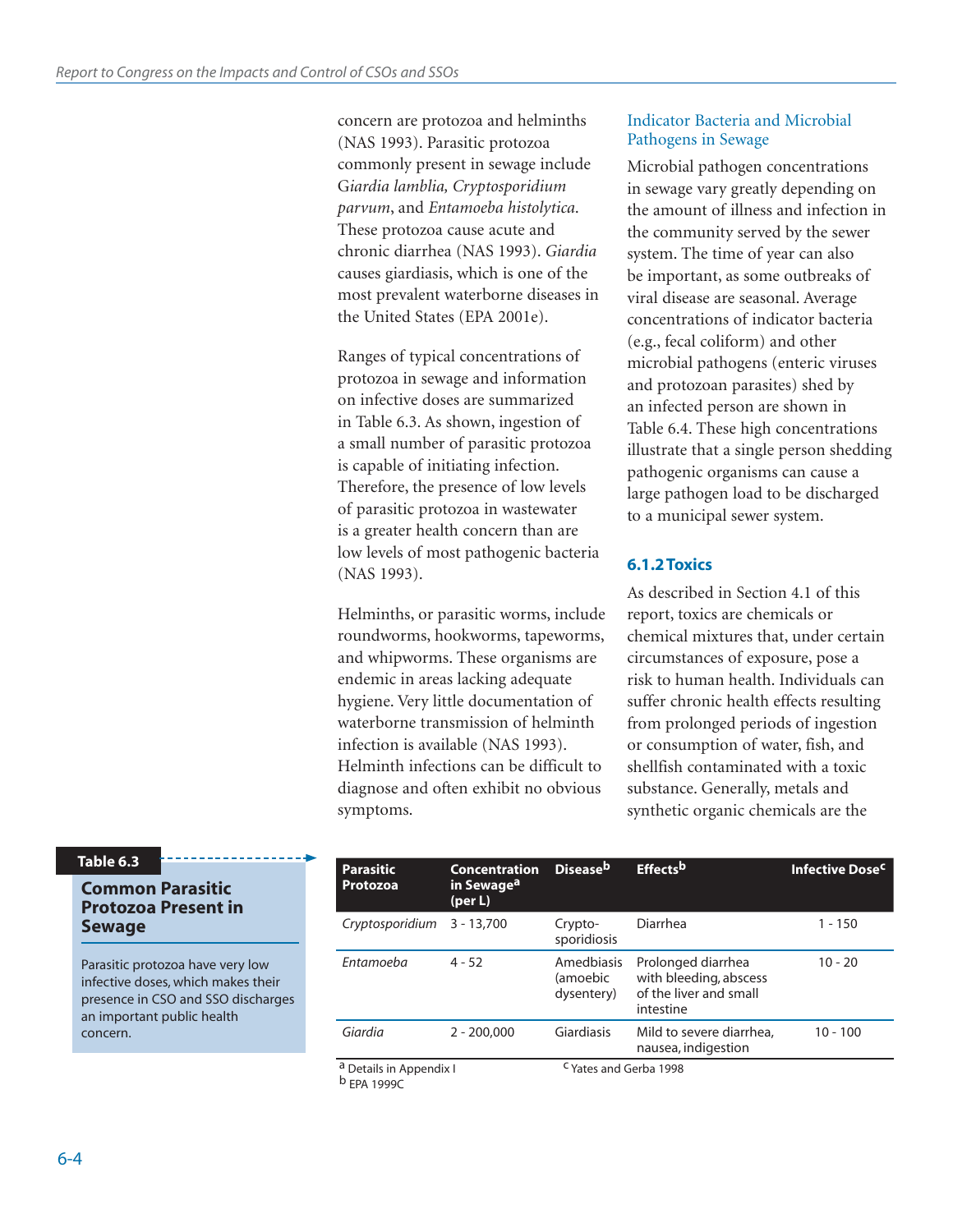concern are protozoa and helminths (NAS 1993). Parasitic protozoa commonly present in sewage include *Giardia lamblia, Cryptosporidium parvum*, and *Entamoeba histolytica*. These protozoa cause acute and chronic diarrhea (NAS 1993). *Giardia* causes giardiasis, which is one of the most prevalent waterborne diseases in the United States (EPA 2001e).

Ranges of typical concentrations of protozoa in sewage and information on infective doses are summarized in Table 6.3. As shown, ingestion of a small number of parasitic protozoa is capable of initiating infection. Therefore, the presence of low levels of parasitic protozoa in wastewater is a greater health concern than are low levels of most pathogenic bacteria (NAS 1993).

Helminths, or parasitic worms, include roundworms, hookworms, tapeworms, and whipworms. These organisms are endemic in areas lacking adequate hygiene. Very little documentation of waterborne transmission of helminth infection is available (NAS 1993). Helminth infections can be difficult to diagnose and often exhibit no obvious symptoms.

#### Indicator Bacteria and Microbial Pathogens in Sewage

Microbial pathogen concentrations in sewage vary greatly depending on the amount of illness and infection in the community served by the sewer system. The time of year can also be important, as some outbreaks of viral disease are seasonal. Average concentrations of indicator bacteria (e.g., fecal coliform) and other microbial pathogens (enteric viruses and protozoan parasites) shed by an infected person are shown in Table 6.4. These high concentrations illustrate that a single person shedding pathogenic organisms can cause a large pathogen load to be discharged to a municipal sewer system.

### 6.1.2 Toxics

As described in Section 4.1 of this report, toxics are chemicals or chemical mixtures that, under certain circumstances of exposure, pose a risk to human health. Individuals can suffer chronic health effects resulting from prolonged periods of ingestion or consumption of water, fish, and shellfish contaminated with a toxic substance. Generally, metals and synthetic organic chemicals are the

**Table 6.3**

**Common Parasitic Protozoa Present in Sewage**

Parasitic protozoa have very low infective doses, which makes their presence in CSO and SSO discharges an important public health concern.

| Parasitic Protozoa | Concentration in Sewage[a] (per L) | Disease[b] | Effects[b] | Infective Dose[c] |
|---|---|---|---|---|
| *Cryptosporidium* | 3 - 13,700 | Crypto-sporidiosis | Diarrhea | 1 - 150 |
| *Entamoeba* | 4 - 52 | Amedbiasis (amoebic dysentery) | Prolonged diarrhea with bleeding, abscess of the liver and small intestine | 10 - 20 |
| *Giardia* | 2 - 200,000 | Giardiasis | Mild to severe diarrhea, nausea, indigestion | 10 - 100 |

[a] Details in Appendix I
[b] EPA 1999C
[c] Yates and Gerba 1998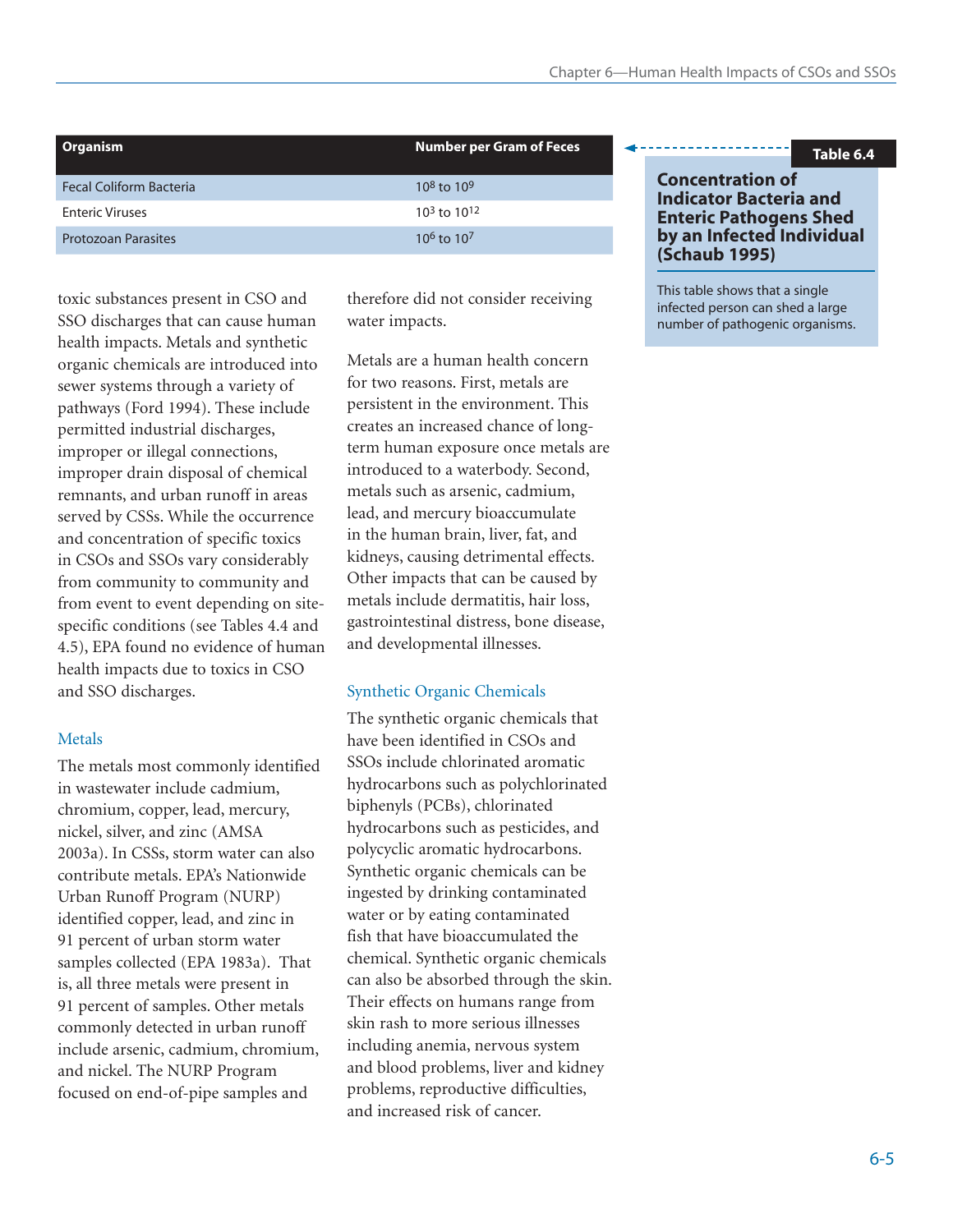**Table 6.4**

**Concentration of Indicator Bacteria and Enteric Pathogens Shed by an Infected Individual (Schaub 1995)**

This table shows that a single infected person can shed a large number of pathogenic organisms.

| Organism | Number per Gram of Feces |
|---|---|
| Fecal Coliform Bacteria | $10^8$ to $10^9$ |
| Enteric Viruses | $10^3$ to $10^{12}$ |
| Protozoan Parasites | $10^6$ to $10^7$ |

toxic substances present in CSO and SSO discharges that can cause human health impacts. Metals and synthetic organic chemicals are introduced into sewer systems through a variety of pathways (Ford 1994). These include permitted industrial discharges, improper or illegal connections, improper drain disposal of chemical remnants, and urban runoff in areas served by CSSs. While the occurrence and concentration of specific toxics in CSOs and SSOs vary considerably from community to community and from event to event depending on site-specific conditions (see Tables 4.4 and 4.5), EPA found no evidence of human health impacts due to toxics in CSO and SSO discharges.

### Metals

The metals most commonly identified in wastewater include cadmium, chromium, copper, lead, mercury, nickel, silver, and zinc (AMSA 2003a). In CSSs, storm water can also contribute metals. EPA's Nationwide Urban Runoff Program (NURP) identified copper, lead, and zinc in 91 percent of urban storm water samples collected (EPA 1983a). That is, all three metals were present in 91 percent of samples. Other metals commonly detected in urban runoff include arsenic, cadmium, chromium, and nickel. The NURP Program focused on end-of-pipe samples and therefore did not consider receiving water impacts.

Metals are a human health concern for two reasons. First, metals are persistent in the environment. This creates an increased chance of long-term human exposure once metals are introduced to a waterbody. Second, metals such as arsenic, cadmium, lead, and mercury bioaccumulate in the human brain, liver, fat, and kidneys, causing detrimental effects. Other impacts that can be caused by metals include dermatitis, hair loss, gastrointestinal distress, bone disease, and developmental illnesses.

### Synthetic Organic Chemicals

The synthetic organic chemicals that have been identified in CSOs and SSOs include chlorinated aromatic hydrocarbons such as polychlorinated biphenyls (PCBs), chlorinated hydrocarbons such as pesticides, and polycyclic aromatic hydrocarbons. Synthetic organic chemicals can be ingested by drinking contaminated water or by eating contaminated fish that have bioaccumulated the chemical. Synthetic organic chemicals can also be absorbed through the skin. Their effects on humans range from skin rash to more serious illnesses including anemia, nervous system and blood problems, liver and kidney problems, reproductive difficulties, and increased risk of cancer.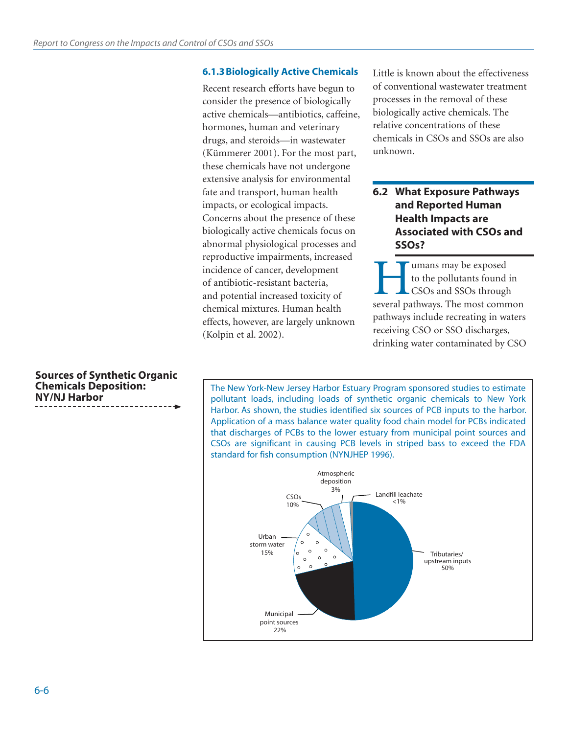### 6.1.3 Biologically Active Chemicals

Recent research efforts have begun to consider the presence of biologically active chemicals—antibiotics, caffeine, hormones, human and veterinary drugs, and steroids—in wastewater (Kümmerer 2001). For the most part, these chemicals have not undergone extensive analysis for environmental fate and transport, human health impacts, or ecological impacts. Concerns about the presence of these biologically active chemicals focus on abnormal physiological processes and reproductive impairments, increased incidence of cancer, development of antibiotic-resistant bacteria, and potential increased toxicity of chemical mixtures. Human health effects, however, are largely unknown (Kolpin et al. 2002).

Little is known about the effectiveness of conventional wastewater treatment processes in the removal of these biologically active chemicals. The relative concentrations of these chemicals in CSOs and SSOs are also unknown.

## 6.2 What Exposure Pathways and Reported Human Health Impacts are Associated with CSOs and SSOs?

Humans may be exposed to the pollutants found in CSOs and SSOs through several pathways. The most common pathways include recreating in waters receiving CSO or SSO discharges, drinking water contaminated by CSO

**Sources of Synthetic Organic Chemicals Deposition: NY/NJ Harbor**

The New York-New Jersey Harbor Estuary Program sponsored studies to estimate pollutant loads, including loads of synthetic organic chemicals to New York Harbor. As shown, the studies identified six sources of PCB inputs to the harbor. Application of a mass balance water quality food chain model for PCBs indicated that discharges of PCBs to the lower estuary from municipal point sources and CSOs are significant in causing PCB levels in striped bass to exceed the FDA standard for fish consumption (NYNJHEP 1996).

| Source | Share |
|---|---|
| Tributaries/upstream inputs | 50% |
| Municipal point sources | 22% |
| Urban storm water | 15% |
| CSOs | 10% |
| Atmospheric deposition | 3% |
| Landfill leachate | <1% |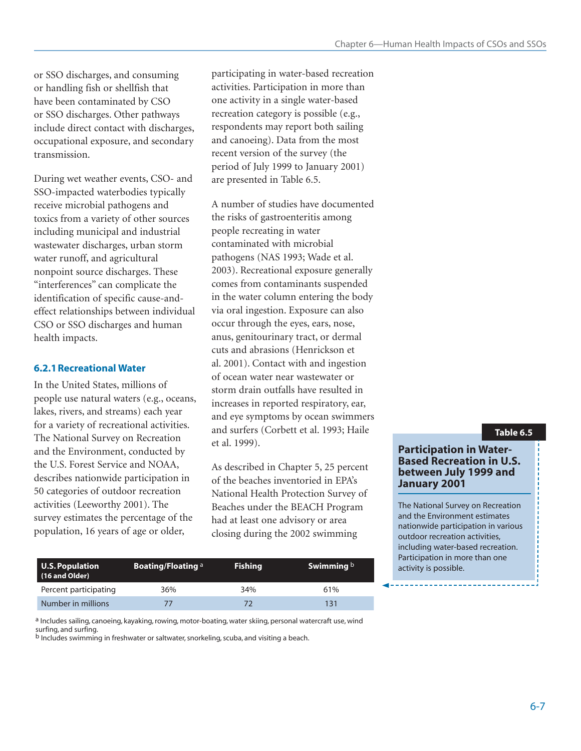or SSO discharges, and consuming or handling fish or shellfish that have been contaminated by CSO or SSO discharges. Other pathways include direct contact with discharges, occupational exposure, and secondary transmission.

During wet weather events, CSO- and SSO-impacted waterbodies typically receive microbial pathogens and toxics from a variety of other sources including municipal and industrial wastewater discharges, urban storm water runoff, and agricultural nonpoint source discharges. These “interferences” can complicate the identification of specific cause-and-effect relationships between individual CSO or SSO discharges and human health impacts.

### 6.2.1 Recreational Water

In the United States, millions of people use natural waters (e.g., oceans, lakes, rivers, and streams) each year for a variety of recreational activities. The National Survey on Recreation and the Environment, conducted by the U.S. Forest Service and NOAA, describes nationwide participation in 50 categories of outdoor recreation activities (Leeworthy 2001). The survey estimates the percentage of the population, 16 years of age or older, participating in water-based recreation activities. Participation in more than one activity in a single water-based recreation category is possible (e.g., respondents may report both sailing and canoeing). Data from the most recent version of the survey (the period of July 1999 to January 2001) are presented in Table 6.5.

A number of studies have documented the risks of gastroenteritis among people recreating in water contaminated with microbial pathogens (NAS 1993; Wade et al. 2003). Recreational exposure generally comes from contaminants suspended in the water column entering the body via oral ingestion. Exposure can also occur through the eyes, ears, nose, anus, genitourinary tract, or dermal cuts and abrasions (Henrickson et al. 2001). Contact with and ingestion of ocean water near wastewater or storm drain outfalls have resulted in increases in reported respiratory, ear, and eye symptoms by ocean swimmers and surfers (Corbett et al. 1993; Haile et al. 1999).

As described in Chapter 5, 25 percent of the beaches inventoried in EPA’s National Health Protection Survey of Beaches under the BEACH Program had at least one advisory or area closing during the 2002 swimming

**Table 6.5**

**Participation in Water-Based Recreation in U.S. between July 1999 and January 2001**

The National Survey on Recreation and the Environment estimates nationwide participation in various outdoor recreation activities, including water-based recreation. Participation in more than one activity is possible.

| U.S. Population (16 and Older) | Boating/Floating [a] | Fishing | Swimming [b] |
|---|---|---|---|
| Percent participating | 36% | 34% | 61% |
| Number in millions | 77 | 72 | 131 |

[a] Includes sailing, canoeing, kayaking, rowing, motor-boating, water skiing, personal watercraft use, wind surfing, and surfing.
[b] Includes swimming in freshwater or saltwater, snorkeling, scuba, and visiting a beach.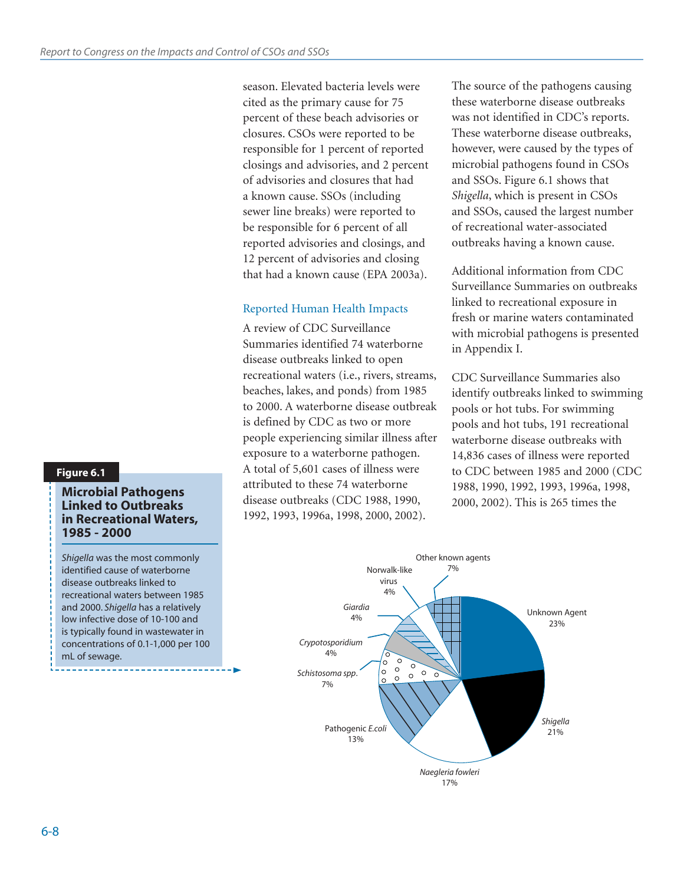season. Elevated bacteria levels were cited as the primary cause for 75 percent of these beach advisories or closures. CSOs were reported to be responsible for 1 percent of reported closings and advisories, and 2 percent of advisories and closures that had a known cause. SSOs (including sewer line breaks) were reported to be responsible for 6 percent of all reported advisories and closings, and 12 percent of advisories and closing that had a known cause (EPA 2003a).

### Reported Human Health Impacts

A review of CDC Surveillance Summaries identified 74 waterborne disease outbreaks linked to open recreational waters (i.e., rivers, streams, beaches, lakes, and ponds) from 1985 to 2000. A waterborne disease outbreak is defined by CDC as two or more people experiencing similar illness after exposure to a waterborne pathogen. A total of 5,601 cases of illness were attributed to these 74 waterborne disease outbreaks (CDC 1988, 1990, 1992, 1993, 1996a, 1998, 2000, 2002).

The source of the pathogens causing these waterborne disease outbreaks was not identified in CDC's reports. These waterborne disease outbreaks, however, were caused by the types of microbial pathogens found in CSOs and SSOs. Figure 6.1 shows that *Shigella*, which is present in CSOs and SSOs, caused the largest number of recreational water-associated outbreaks having a known cause.

Additional information from CDC Surveillance Summaries on outbreaks linked to recreational exposure in fresh or marine waters contaminated with microbial pathogens is presented in Appendix I.

CDC Surveillance Summaries also identify outbreaks linked to swimming pools or hot tubs. For swimming pools and hot tubs, 191 recreational waterborne disease outbreaks with 14,836 cases of illness were reported to CDC between 1985 and 2000 (CDC 1988, 1990, 1992, 1993, 1996a, 1998, 2000, 2002). This is 265 times the

**Figure 6.1**

**Microbial Pathogens Linked to Outbreaks in Recreational Waters, 1985 - 2000**

*Shigella* was the most commonly identified cause of waterborne disease outbreaks linked to recreational waters between 1985 and 2000. *Shigella* has a relatively low infective dose of 10-100 and is typically found in wastewater in concentrations of 0.1-1,000 per 100 mL of sewage.

| Agent | Percent |
|---|---|
| Unknown Agent | 23% |
| *Shigella* | 21% |
| *Naegleria fowleri* | 17% |
| Pathogenic *E.coli* | 13% |
| *Schistosoma spp.* | 7% |
| *Crypotosporidium* | 4% |
| *Giardia* | 4% |
| Norwalk-like virus | 4% |
| Other known agents | 7% |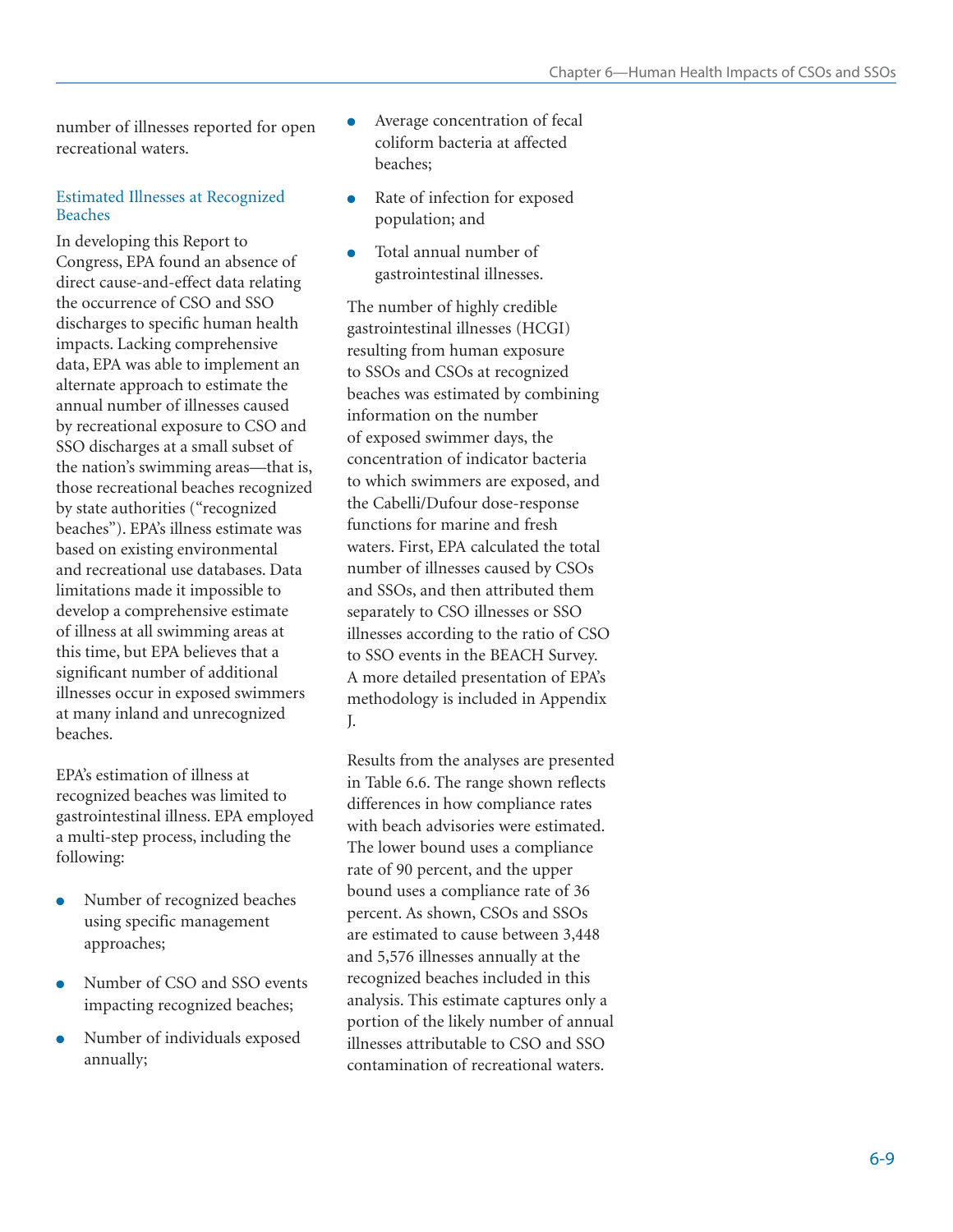number of illnesses reported for open recreational waters.

### Estimated Illnesses at Recognized Beaches

In developing this Report to Congress, EPA found an absence of direct cause-and-effect data relating the occurrence of CSO and SSO discharges to specific human health impacts. Lacking comprehensive data, EPA was able to implement an alternate approach to estimate the annual number of illnesses caused by recreational exposure to CSO and SSO discharges at a small subset of the nation's swimming areas—that is, those recreational beaches recognized by state authorities ("recognized beaches"). EPA's illness estimate was based on existing environmental and recreational use databases. Data limitations made it impossible to develop a comprehensive estimate of illness at all swimming areas at this time, but EPA believes that a significant number of additional illnesses occur in exposed swimmers at many inland and unrecognized beaches.

EPA's estimation of illness at recognized beaches was limited to gastrointestinal illness. EPA employed a multi-step process, including the following:

- Number of recognized beaches using specific management approaches;
- Number of CSO and SSO events impacting recognized beaches;
- Number of individuals exposed annually;
- Average concentration of fecal coliform bacteria at affected beaches;
- Rate of infection for exposed population; and
- Total annual number of gastrointestinal illnesses.

The number of highly credible gastrointestinal illnesses (HCGI) resulting from human exposure to SSOs and CSOs at recognized beaches was estimated by combining information on the number of exposed swimmer days, the concentration of indicator bacteria to which swimmers are exposed, and the Cabelli/Dufour dose-response functions for marine and fresh waters. First, EPA calculated the total number of illnesses caused by CSOs and SSOs, and then attributed them separately to CSO illnesses or SSO illnesses according to the ratio of CSO to SSO events in the BEACH Survey. A more detailed presentation of EPA's methodology is included in Appendix J.

Results from the analyses are presented in Table 6.6. The range shown reflects differences in how compliance rates with beach advisories were estimated. The lower bound uses a compliance rate of 90 percent, and the upper bound uses a compliance rate of 36 percent. As shown, CSOs and SSOs are estimated to cause between 3,448 and 5,576 illnesses annually at the recognized beaches included in this analysis. This estimate captures only a portion of the likely number of annual illnesses attributable to CSO and SSO contamination of recreational waters.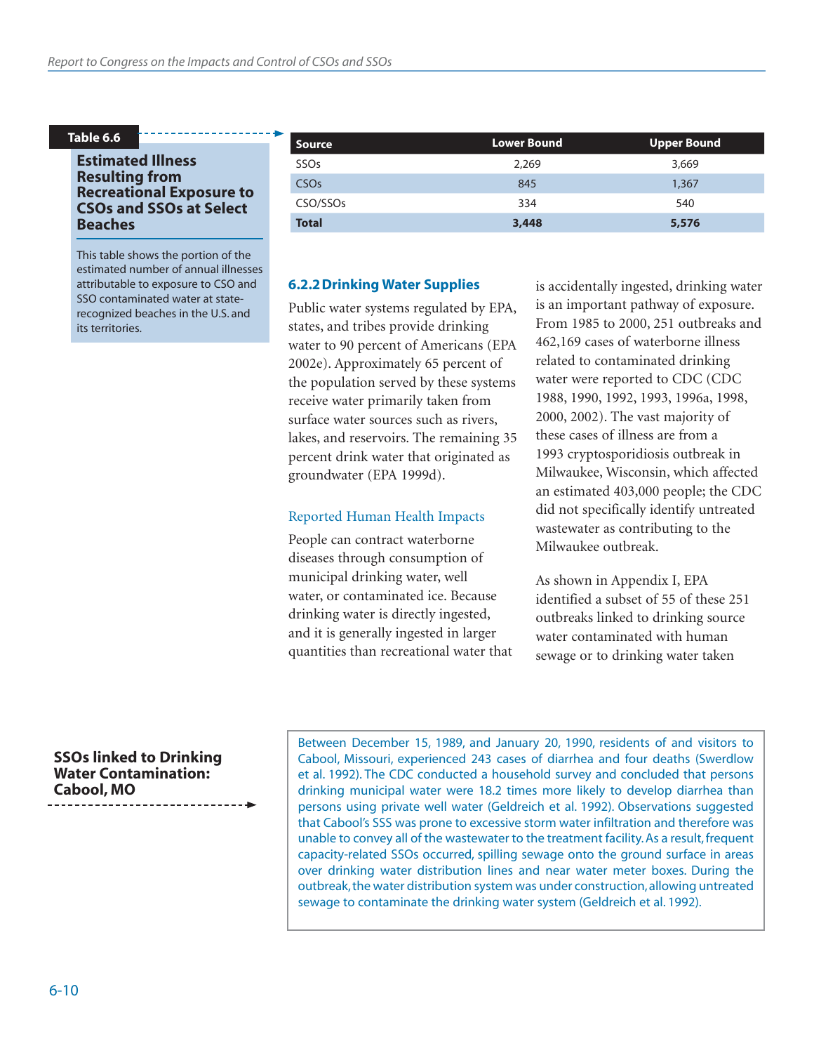**Table 6.6**

**Estimated Illness Resulting from Recreational Exposure to CSOs and SSOs at Select Beaches**

This table shows the portion of the estimated number of annual illnesses attributable to exposure to CSO and SSO contaminated water at state-recognized beaches in the U.S. and its territories.

| Source | Lower Bound | Upper Bound |
|---|---|---|
| SSOs | 2,269 | 3,669 |
| CSOs | 845 | 1,367 |
| CSO/SSOs | 334 | 540 |
| **Total** | **3,448** | **5,576** |

### 6.2.2 Drinking Water Supplies

Public water systems regulated by EPA, states, and tribes provide drinking water to 90 percent of Americans (EPA 2002e). Approximately 65 percent of the population served by these systems receive water primarily taken from surface water sources such as rivers, lakes, and reservoirs. The remaining 35 percent drink water that originated as groundwater (EPA 1999d).

#### Reported Human Health Impacts

People can contract waterborne diseases through consumption of municipal drinking water, well water, or contaminated ice. Because drinking water is directly ingested, and it is generally ingested in larger quantities than recreational water that is accidentally ingested, drinking water is an important pathway of exposure. From 1985 to 2000, 251 outbreaks and 462,169 cases of waterborne illness related to contaminated drinking water were reported to CDC (CDC 1988, 1990, 1992, 1993, 1996a, 1998, 2000, 2002). The vast majority of these cases of illness are from a 1993 cryptosporidiosis outbreak in Milwaukee, Wisconsin, which affected an estimated 403,000 people; the CDC did not specifically identify untreated wastewater as contributing to the Milwaukee outbreak.

As shown in Appendix I, EPA identified a subset of 55 of these 251 outbreaks linked to drinking source water contaminated with human sewage or to drinking water taken

**SSOs linked to Drinking Water Contamination: Cabool, MO**

Between December 15, 1989, and January 20, 1990, residents of and visitors to Cabool, Missouri, experienced 243 cases of diarrhea and four deaths (Swerdlow et al. 1992). The CDC conducted a household survey and concluded that persons drinking municipal water were 18.2 times more likely to develop diarrhea than persons using private well water (Geldreich et al. 1992). Observations suggested that Cabool's SSS was prone to excessive storm water infiltration and therefore was unable to convey all of the wastewater to the treatment facility. As a result, frequent capacity-related SSOs occurred, spilling sewage onto the ground surface in areas over drinking water distribution lines and near water meter boxes. During the outbreak, the water distribution system was under construction, allowing untreated sewage to contaminate the drinking water system (Geldreich et al. 1992).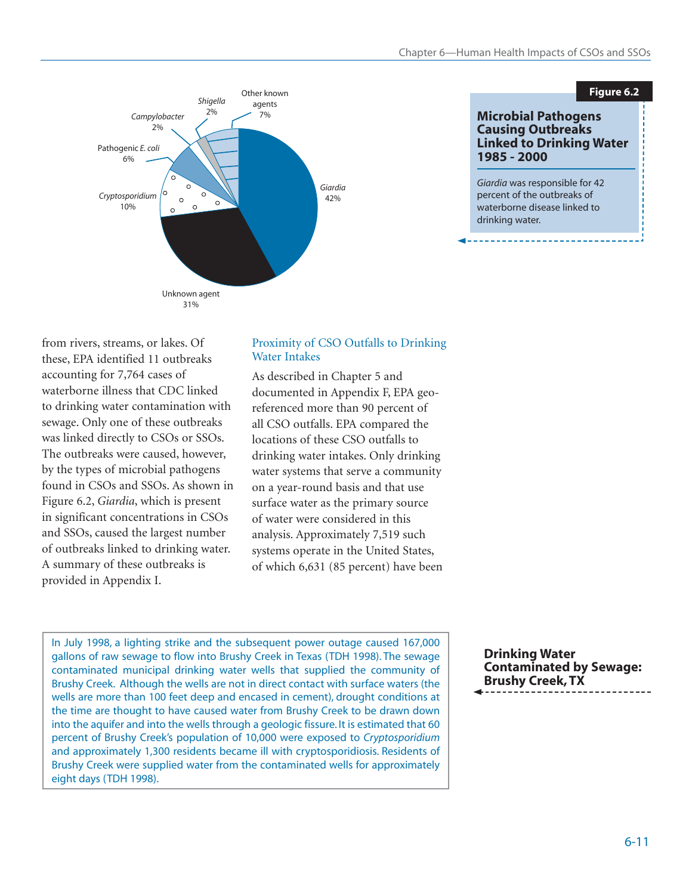**Figure 6.2**

**Microbial Pathogens Causing Outbreaks Linked to Drinking Water 1985 - 2000**

*Giardia* was responsible for 42 percent of the outbreaks of waterborne disease linked to drinking water.

| Agent | Percent |
|---|---|
| *Giardia* | 42% |
| Unknown agent | 31% |
| *Cryptosporidium* | 10% |
| Pathogenic *E. coli* | 6% |
| *Campylobacter* | 2% |
| *Shigella* | 2% |
| Other known agents | 7% |

from rivers, streams, or lakes. Of these, EPA identified 11 outbreaks accounting for 7,764 cases of waterborne illness that CDC linked to drinking water contamination with sewage. Only one of these outbreaks was linked directly to CSOs or SSOs. The outbreaks were caused, however, by the types of microbial pathogens found in CSOs and SSOs. As shown in Figure 6.2, *Giardia*, which is present in significant concentrations in CSOs and SSOs, caused the largest number of outbreaks linked to drinking water. A summary of these outbreaks is provided in Appendix I.

### Proximity of CSO Outfalls to Drinking Water Intakes

As described in Chapter 5 and documented in Appendix F, EPA geo-referenced more than 90 percent of all CSO outfalls. EPA compared the locations of these CSO outfalls to drinking water intakes. Only drinking water systems that serve a community on a year-round basis and that use surface water as the primary source of water were considered in this analysis. Approximately 7,519 such systems operate in the United States, of which 6,631 (85 percent) have been

**Drinking Water Contaminated by Sewage: Brushy Creek, TX**

In July 1998, a lighting strike and the subsequent power outage caused 167,000 gallons of raw sewage to flow into Brushy Creek in Texas (TDH 1998). The sewage contaminated municipal drinking water wells that supplied the community of Brushy Creek. Although the wells are not in direct contact with surface waters (the wells are more than 100 feet deep and encased in cement), drought conditions at the time are thought to have caused water from Brushy Creek to be drawn down into the aquifer and into the wells through a geologic fissure. It is estimated that 60 percent of Brushy Creek's population of 10,000 were exposed to *Cryptosporidium* and approximately 1,300 residents became ill with cryptosporidiosis. Residents of Brushy Creek were supplied water from the contaminated wells for approximately eight days (TDH 1998).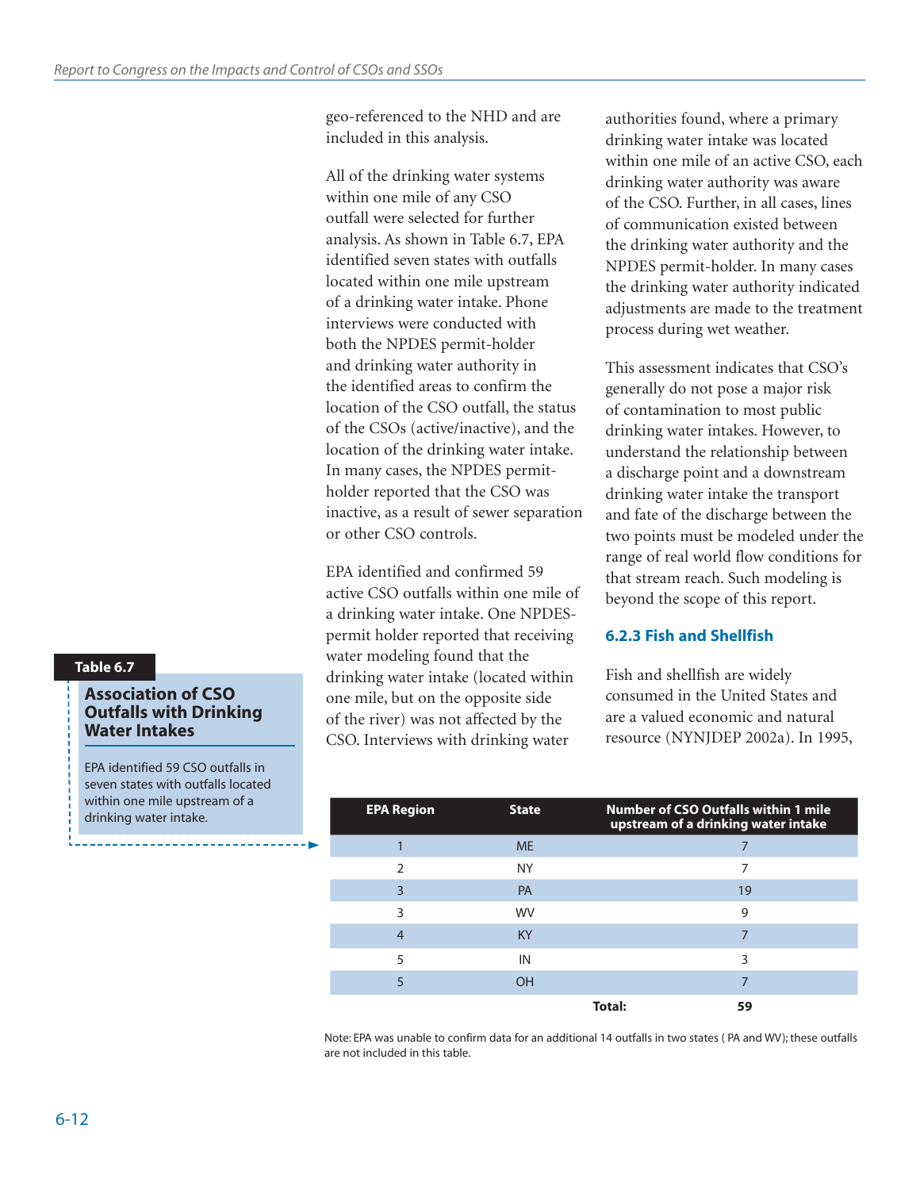geo-referenced to the NHD and are included in this analysis.

All of the drinking water systems within one mile of any CSO outfall were selected for further analysis. As shown in Table 6.7, EPA identified seven states with outfalls located within one mile upstream of a drinking water intake. Phone interviews were conducted with both the NPDES permit-holder and drinking water authority in the identified areas to confirm the location of the CSO outfall, the status of the CSOs (active/inactive), and the location of the drinking water intake. In many cases, the NPDES permit-holder reported that the CSO was inactive, as a result of sewer separation or other CSO controls.

EPA identified and confirmed 59 active CSO outfalls within one mile of a drinking water intake. One NPDES-permit holder reported that receiving water modeling found that the drinking water intake (located within one mile, but on the opposite side of the river) was not affected by the CSO. Interviews with drinking water authorities found, where a primary drinking water intake was located within one mile of an active CSO, each drinking water authority was aware of the CSO. Further, in all cases, lines of communication existed between the drinking water authority and the NPDES permit-holder. In many cases the drinking water authority indicated adjustments are made to the treatment process during wet weather.

This assessment indicates that CSO's generally do not pose a major risk of contamination to most public drinking water intakes. However, to understand the relationship between a discharge point and a downstream drinking water intake the transport and fate of the discharge between the two points must be modeled under the range of real world flow conditions for that stream reach. Such modeling is beyond the scope of this report.

### 6.2.3 Fish and Shellfish

Fish and shellfish are widely consumed in the United States and are a valued economic and natural resource (NYNJDEP 2002a). In 1995,

**Table 6.7**

**Association of CSO Outfalls with Drinking Water Intakes**

EPA identified 59 CSO outfalls in seven states with outfalls located within one mile upstream of a drinking water intake.

| EPA Region | State | Number of CSO Outfalls within 1 mile upstream of a drinking water intake |
|---|---|---|
| 1 | ME | 7 |
| 2 | NY | 7 |
| 3 | PA | 19 |
| 3 | WV | 9 |
| 4 | KY | 7 |
| 5 | IN | 3 |
| 5 | OH | 7 |
| | **Total:** | **59** |

Note: EPA was unable to confirm data for an additional 14 outfalls in two states ( PA and WV); these outfalls are not included in this table.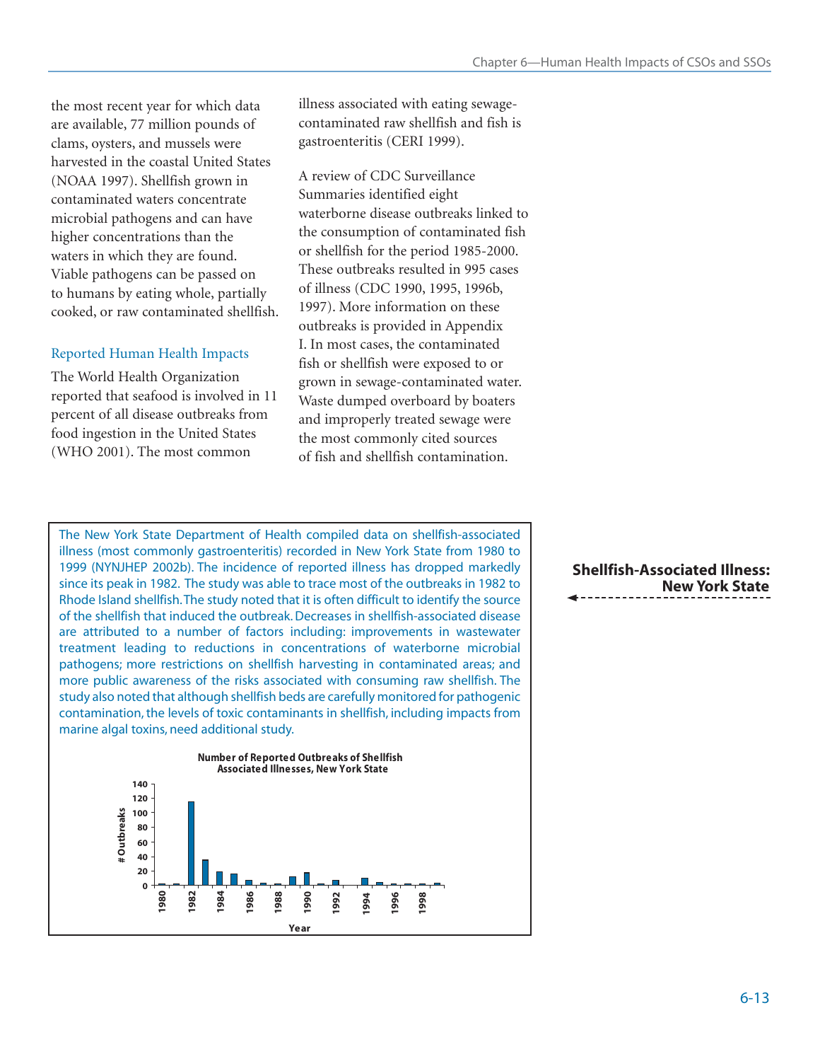the most recent year for which data are available, 77 million pounds of clams, oysters, and mussels were harvested in the coastal United States (NOAA 1997). Shellfish grown in contaminated waters concentrate microbial pathogens and can have higher concentrations than the waters in which they are found. Viable pathogens can be passed on to humans by eating whole, partially cooked, or raw contaminated shellfish.

### Reported Human Health Impacts

The World Health Organization reported that seafood is involved in 11 percent of all disease outbreaks from food ingestion in the United States (WHO 2001). The most common illness associated with eating sewage-contaminated raw shellfish and fish is gastroenteritis (CERI 1999).

A review of CDC Surveillance Summaries identified eight waterborne disease outbreaks linked to the consumption of contaminated fish or shellfish for the period 1985-2000. These outbreaks resulted in 995 cases of illness (CDC 1990, 1995, 1996b, 1997). More information on these outbreaks is provided in Appendix I. In most cases, the contaminated fish or shellfish were exposed to or grown in sewage-contaminated water. Waste dumped overboard by boaters and improperly treated sewage were the most commonly cited sources of fish and shellfish contamination.

**Shellfish-Associated Illness: New York State**

The New York State Department of Health compiled data on shellfish-associated illness (most commonly gastroenteritis) recorded in New York State from 1980 to 1999 (NYNJHEP 2002b). The incidence of reported illness has dropped markedly since its peak in 1982. The study was able to trace most of the outbreaks in 1982 to Rhode Island shellfish. The study noted that it is often difficult to identify the source of the shellfish that induced the outbreak. Decreases in shellfish-associated disease are attributed to a number of factors including: improvements in wastewater treatment leading to reductions in concentrations of waterborne microbial pathogens; more restrictions on shellfish harvesting in contaminated areas; and more public awareness of the risks associated with consuming raw shellfish. The study also noted that although shellfish beds are carefully monitored for pathogenic contamination, the levels of toxic contaminants in shellfish, including impacts from marine algal toxins, need additional study.

**Number of Reported Outbreaks of Shellfish Associated Illnesses, New York State**

(Bar chart: # Outbreaks (0–140) by Year, 1980–1999)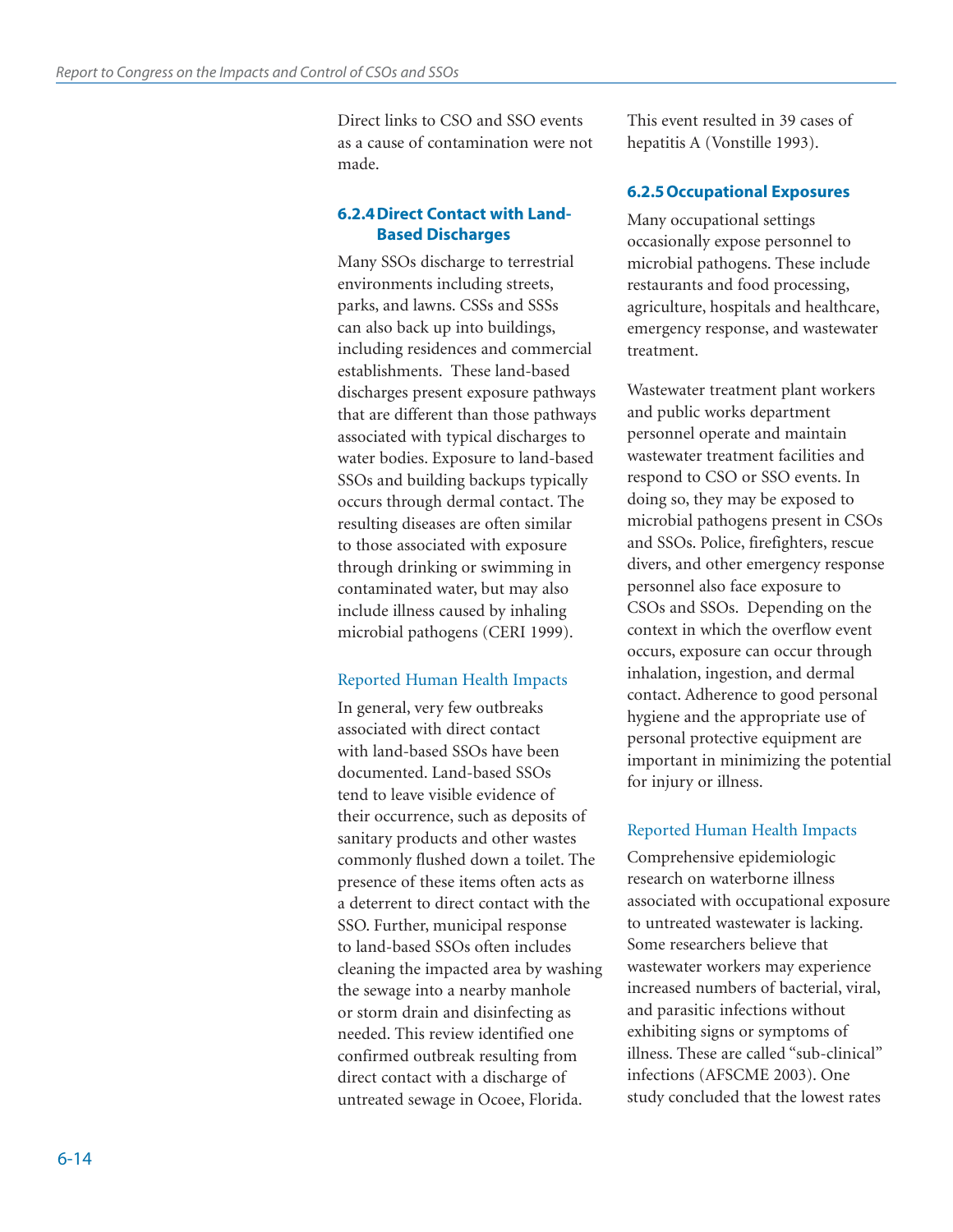Direct links to CSO and SSO events as a cause of contamination were not made.

### 6.2.4 Direct Contact with Land-Based Discharges

Many SSOs discharge to terrestrial environments including streets, parks, and lawns. CSSs and SSSs can also back up into buildings, including residences and commercial establishments. These land-based discharges present exposure pathways that are different than those pathways associated with typical discharges to water bodies. Exposure to land-based SSOs and building backups typically occurs through dermal contact. The resulting diseases are often similar to those associated with exposure through drinking or swimming in contaminated water, but may also include illness caused by inhaling microbial pathogens (CERI 1999).

#### Reported Human Health Impacts

In general, very few outbreaks associated with direct contact with land-based SSOs have been documented. Land-based SSOs tend to leave visible evidence of their occurrence, such as deposits of sanitary products and other wastes commonly flushed down a toilet. The presence of these items often acts as a deterrent to direct contact with the SSO. Further, municipal response to land-based SSOs often includes cleaning the impacted area by washing the sewage into a nearby manhole or storm drain and disinfecting as needed. This review identified one confirmed outbreak resulting from direct contact with a discharge of untreated sewage in Ocoee, Florida. This event resulted in 39 cases of hepatitis A (Vonstille 1993).

### 6.2.5 Occupational Exposures

Many occupational settings occasionally expose personnel to microbial pathogens. These include restaurants and food processing, agriculture, hospitals and healthcare, emergency response, and wastewater treatment.

Wastewater treatment plant workers and public works department personnel operate and maintain wastewater treatment facilities and respond to CSO or SSO events. In doing so, they may be exposed to microbial pathogens present in CSOs and SSOs. Police, firefighters, rescue divers, and other emergency response personnel also face exposure to CSOs and SSOs. Depending on the context in which the overflow event occurs, exposure can occur through inhalation, ingestion, and dermal contact. Adherence to good personal hygiene and the appropriate use of personal protective equipment are important in minimizing the potential for injury or illness.

#### Reported Human Health Impacts

Comprehensive epidemiologic research on waterborne illness associated with occupational exposure to untreated wastewater is lacking. Some researchers believe that wastewater workers may experience increased numbers of bacterial, viral, and parasitic infections without exhibiting signs or symptoms of illness. These are called "sub-clinical" infections (AFSCME 2003). One study concluded that the lowest rates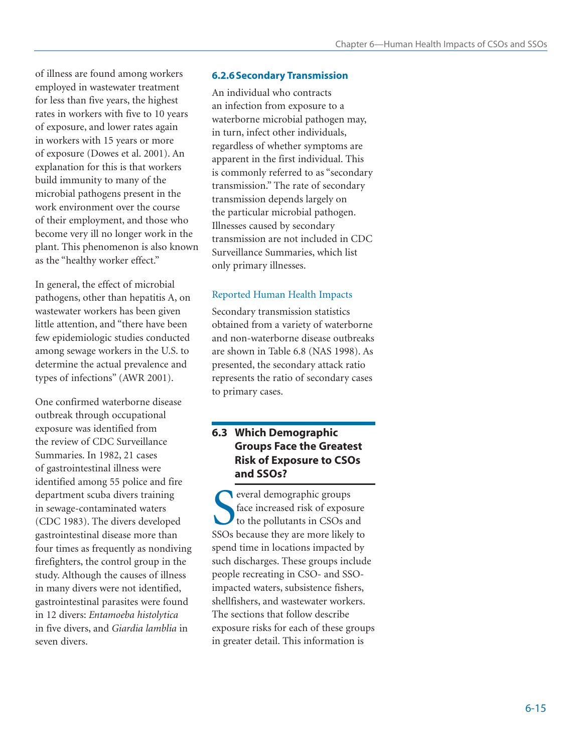of illness are found among workers employed in wastewater treatment for less than five years, the highest rates in workers with five to 10 years of exposure, and lower rates again in workers with 15 years or more of exposure (Dowes et al. 2001). An explanation for this is that workers build immunity to many of the microbial pathogens present in the work environment over the course of their employment, and those who become very ill no longer work in the plant. This phenomenon is also known as the "healthy worker effect."

In general, the effect of microbial pathogens, other than hepatitis A, on wastewater workers has been given little attention, and "there have been few epidemiologic studies conducted among sewage workers in the U.S. to determine the actual prevalence and types of infections" (AWR 2001).

One confirmed waterborne disease outbreak through occupational exposure was identified from the review of CDC Surveillance Summaries. In 1982, 21 cases of gastrointestinal illness were identified among 55 police and fire department scuba divers training in sewage-contaminated waters (CDC 1983). The divers developed gastrointestinal disease more than four times as frequently as nondiving firefighters, the control group in the study. Although the causes of illness in many divers were not identified, gastrointestinal parasites were found in 12 divers: *Entamoeba histolytica* in five divers, and *Giardia lamblia* in seven divers.

### 6.2.6 Secondary Transmission

An individual who contracts an infection from exposure to a waterborne microbial pathogen may, in turn, infect other individuals, regardless of whether symptoms are apparent in the first individual. This is commonly referred to as "secondary transmission." The rate of secondary transmission depends largely on the particular microbial pathogen. Illnesses caused by secondary transmission are not included in CDC Surveillance Summaries, which list only primary illnesses.

#### Reported Human Health Impacts

Secondary transmission statistics obtained from a variety of waterborne and non-waterborne disease outbreaks are shown in Table 6.8 (NAS 1998). As presented, the secondary attack ratio represents the ratio of secondary cases to primary cases.

## 6.3 Which Demographic Groups Face the Greatest Risk of Exposure to CSOs and SSOs?

Several demographic groups face increased risk of exposure to the pollutants in CSOs and SSOs because they are more likely to spend time in locations impacted by such discharges. These groups include people recreating in CSO- and SSO-impacted waters, subsistence fishers, shellfishers, and wastewater workers. The sections that follow describe exposure risks for each of these groups in greater detail. This information is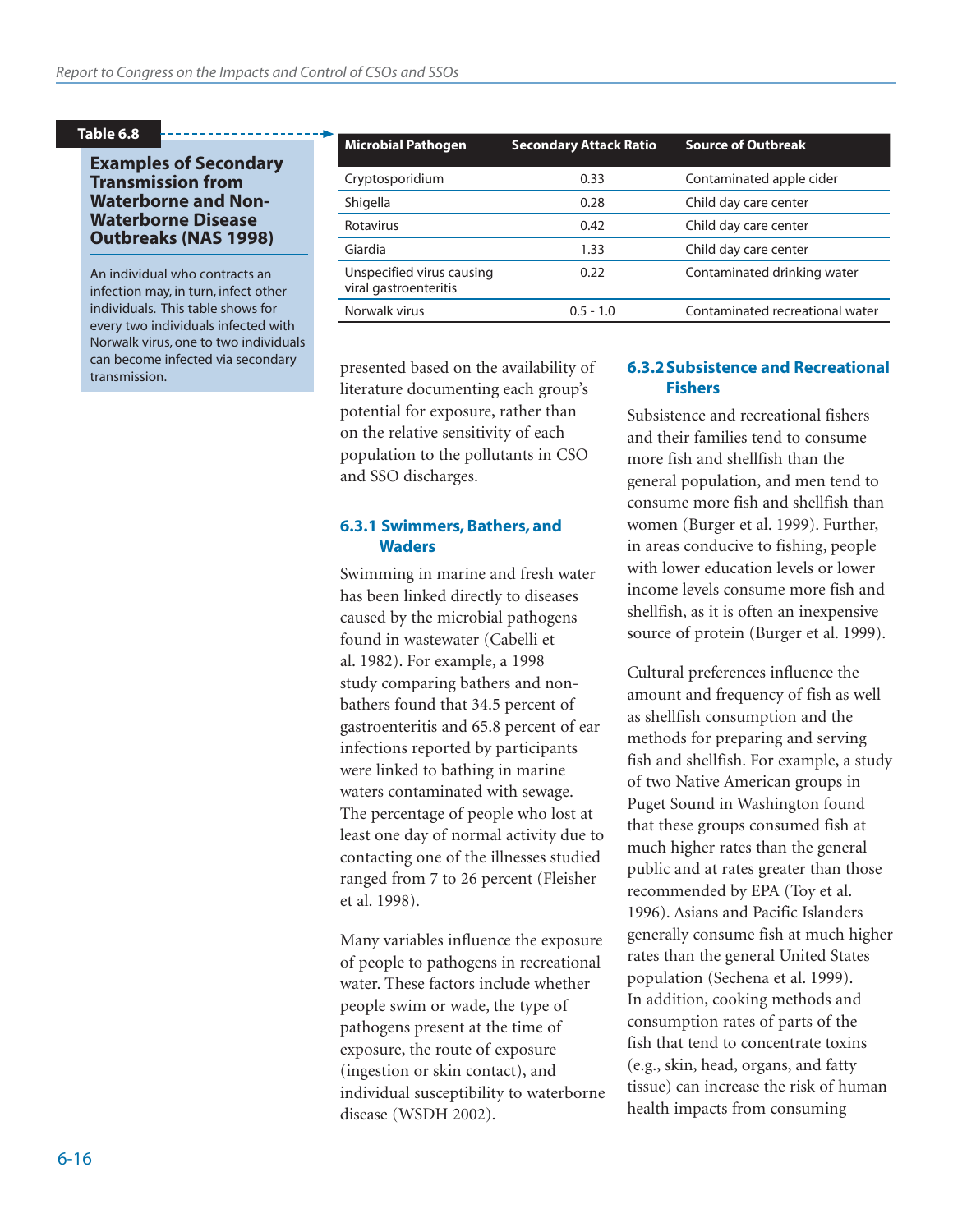**Table 6.8**

**Examples of Secondary Transmission from Waterborne and Non-Waterborne Disease Outbreaks (NAS 1998)**

An individual who contracts an infection may, in turn, infect other individuals. This table shows for every two individuals infected with Norwalk virus, one to two individuals can become infected via secondary transmission.

| Microbial Pathogen | Secondary Attack Ratio | Source of Outbreak |
| --- | --- | --- |
| Cryptosporidium | 0.33 | Contaminated apple cider |
| Shigella | 0.28 | Child day care center |
| Rotavirus | 0.42 | Child day care center |
| Giardia | 1.33 | Child day care center |
| Unspecified virus causing viral gastroenteritis | 0.22 | Contaminated drinking water |
| Norwalk virus | 0.5 - 1.0 | Contaminated recreational water |

presented based on the availability of literature documenting each group's potential for exposure, rather than on the relative sensitivity of each population to the pollutants in CSO and SSO discharges.

### 6.3.1 Swimmers, Bathers, and Waders

Swimming in marine and fresh water has been linked directly to diseases caused by the microbial pathogens found in wastewater (Cabelli et al. 1982). For example, a 1998 study comparing bathers and non-bathers found that 34.5 percent of gastroenteritis and 65.8 percent of ear infections reported by participants were linked to bathing in marine waters contaminated with sewage. The percentage of people who lost at least one day of normal activity due to contacting one of the illnesses studied ranged from 7 to 26 percent (Fleisher et al. 1998).

Many variables influence the exposure of people to pathogens in recreational water. These factors include whether people swim or wade, the type of pathogens present at the time of exposure, the route of exposure (ingestion or skin contact), and individual susceptibility to waterborne disease (WSDH 2002).

### 6.3.2 Subsistence and Recreational Fishers

Subsistence and recreational fishers and their families tend to consume more fish and shellfish than the general population, and men tend to consume more fish and shellfish than women (Burger et al. 1999). Further, in areas conducive to fishing, people with lower education levels or lower income levels consume more fish and shellfish, as it is often an inexpensive source of protein (Burger et al. 1999).

Cultural preferences influence the amount and frequency of fish as well as shellfish consumption and the methods for preparing and serving fish and shellfish. For example, a study of two Native American groups in Puget Sound in Washington found that these groups consumed fish at much higher rates than the general public and at rates greater than those recommended by EPA (Toy et al. 1996). Asians and Pacific Islanders generally consume fish at much higher rates than the general United States population (Sechena et al. 1999). In addition, cooking methods and consumption rates of parts of the fish that tend to concentrate toxins (e.g., skin, head, organs, and fatty tissue) can increase the risk of human health impacts from consuming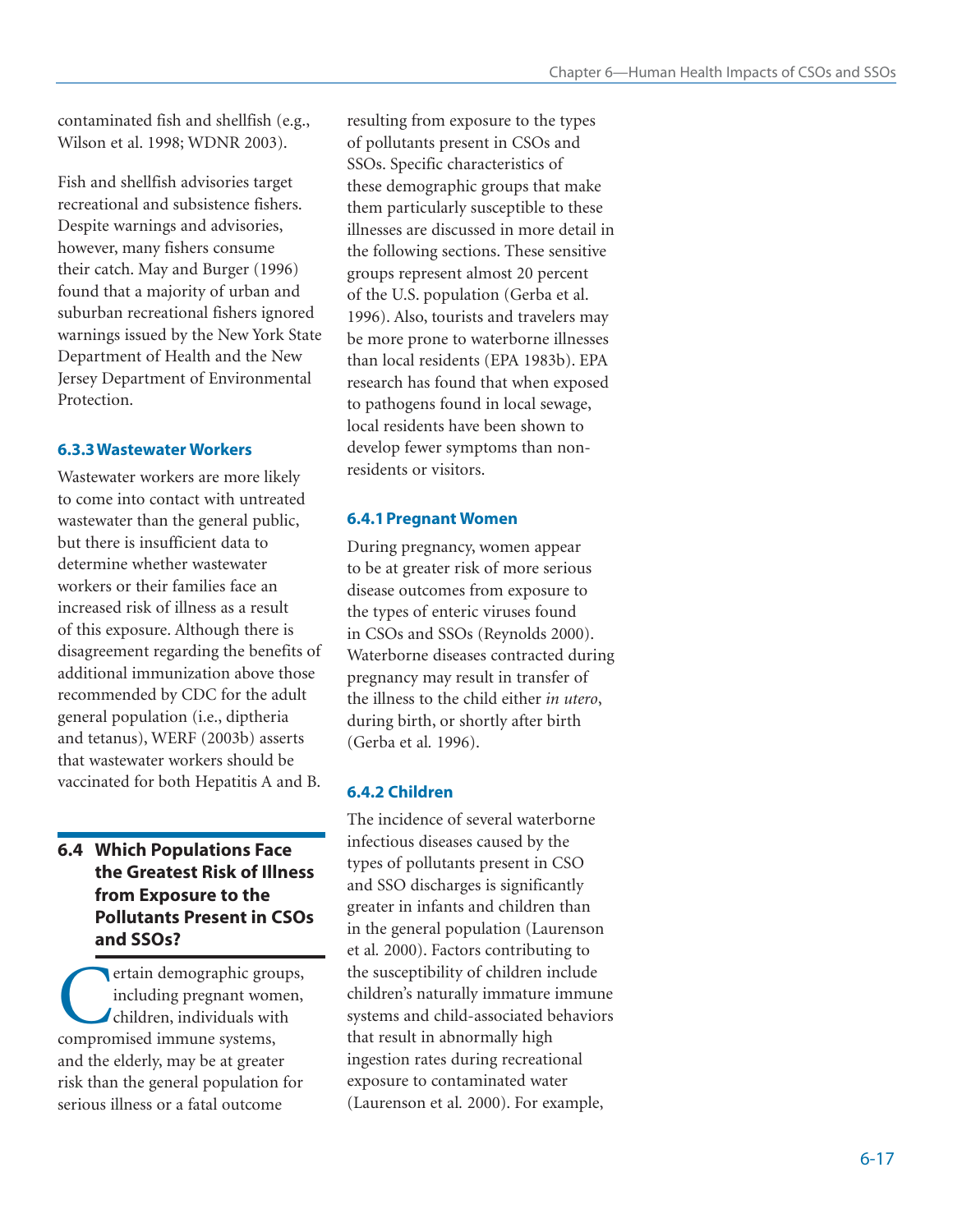contaminated fish and shellfish (e.g., Wilson et al. 1998; WDNR 2003).

Fish and shellfish advisories target recreational and subsistence fishers. Despite warnings and advisories, however, many fishers consume their catch. May and Burger (1996) found that a majority of urban and suburban recreational fishers ignored warnings issued by the New York State Department of Health and the New Jersey Department of Environmental Protection.

### 6.3.3 Wastewater Workers

Wastewater workers are more likely to come into contact with untreated wastewater than the general public, but there is insufficient data to determine whether wastewater workers or their families face an increased risk of illness as a result of this exposure. Although there is disagreement regarding the benefits of additional immunization above those recommended by CDC for the adult general population (i.e., diptheria and tetanus), WERF (2003b) asserts that wastewater workers should be vaccinated for both Hepatitis A and B.

## 6.4 Which Populations Face the Greatest Risk of Illness from Exposure to the Pollutants Present in CSOs and SSOs?

Certain demographic groups, including pregnant women, children, individuals with compromised immune systems, and the elderly, may be at greater risk than the general population for serious illness or a fatal outcome resulting from exposure to the types of pollutants present in CSOs and SSOs. Specific characteristics of these demographic groups that make them particularly susceptible to these illnesses are discussed in more detail in the following sections. These sensitive groups represent almost 20 percent of the U.S. population (Gerba et al. 1996). Also, tourists and travelers may be more prone to waterborne illnesses than local residents (EPA 1983b). EPA research has found that when exposed to pathogens found in local sewage, local residents have been shown to develop fewer symptoms than non-residents or visitors.

### 6.4.1 Pregnant Women

During pregnancy, women appear to be at greater risk of more serious disease outcomes from exposure to the types of enteric viruses found in CSOs and SSOs (Reynolds 2000). Waterborne diseases contracted during pregnancy may result in transfer of the illness to the child either *in utero*, during birth, or shortly after birth (Gerba et al. 1996).

### 6.4.2 Children

The incidence of several waterborne infectious diseases caused by the types of pollutants present in CSO and SSO discharges is significantly greater in infants and children than in the general population (Laurenson et al. 2000). Factors contributing to the susceptibility of children include children's naturally immature immune systems and child-associated behaviors that result in abnormally high ingestion rates during recreational exposure to contaminated water (Laurenson et al. 2000). For example,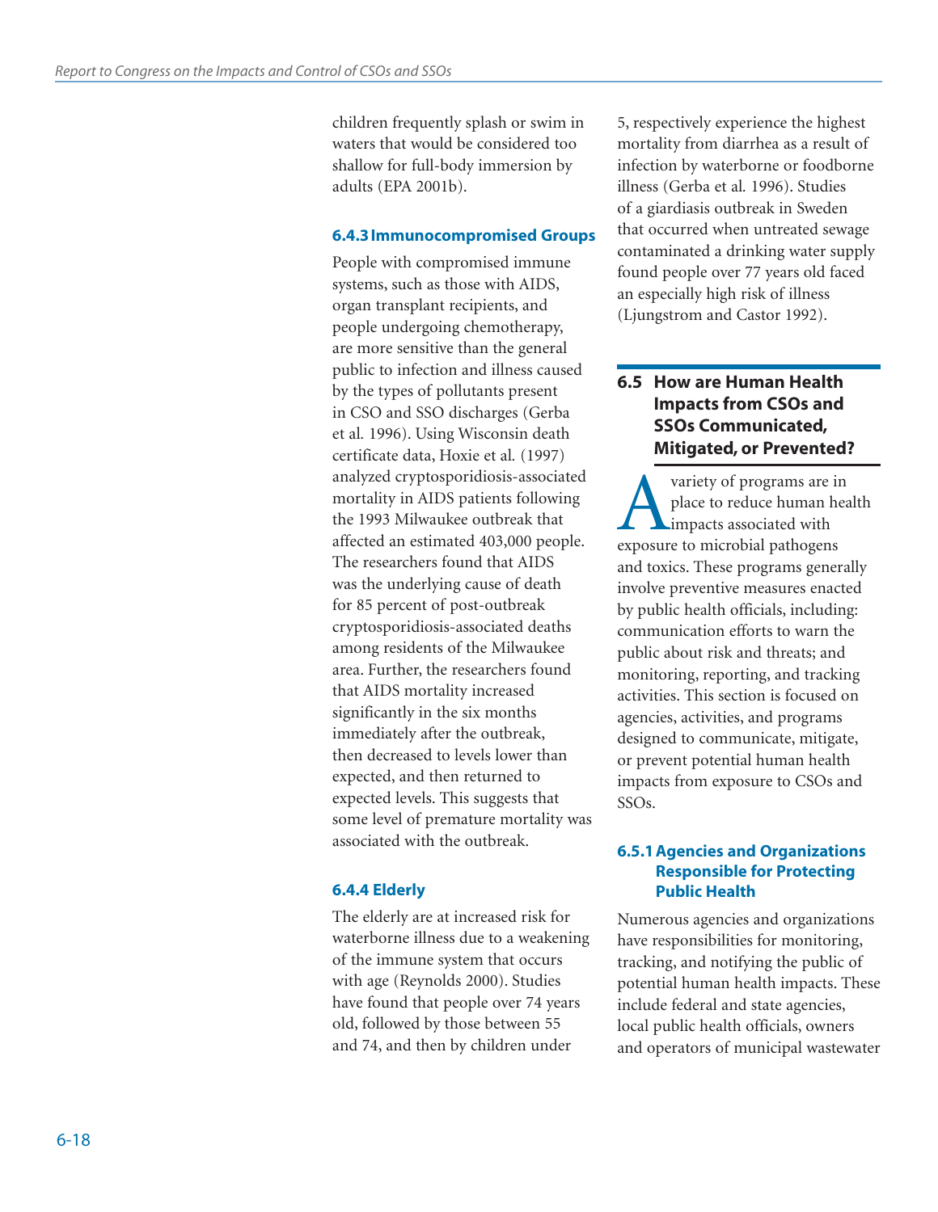children frequently splash or swim in waters that would be considered too shallow for full-body immersion by adults (EPA 2001b).

### 6.4.3 Immunocompromised Groups

People with compromised immune systems, such as those with AIDS, organ transplant recipients, and people undergoing chemotherapy, are more sensitive than the general public to infection and illness caused by the types of pollutants present in CSO and SSO discharges (Gerba et al. 1996). Using Wisconsin death certificate data, Hoxie et al. (1997) analyzed cryptosporidiosis-associated mortality in AIDS patients following the 1993 Milwaukee outbreak that affected an estimated 403,000 people. The researchers found that AIDS was the underlying cause of death for 85 percent of post-outbreak cryptosporidiosis-associated deaths among residents of the Milwaukee area. Further, the researchers found that AIDS mortality increased significantly in the six months immediately after the outbreak, then decreased to levels lower than expected, and then returned to expected levels. This suggests that some level of premature mortality was associated with the outbreak.

### 6.4.4 Elderly

The elderly are at increased risk for waterborne illness due to a weakening of the immune system that occurs with age (Reynolds 2000). Studies have found that people over 74 years old, followed by those between 55 and 74, and then by children under 5, respectively experience the highest mortality from diarrhea as a result of infection by waterborne or foodborne illness (Gerba et al. 1996). Studies of a giardiasis outbreak in Sweden that occurred when untreated sewage contaminated a drinking water supply found people over 77 years old faced an especially high risk of illness (Ljungstrom and Castor 1992).

## 6.5 How are Human Health Impacts from CSOs and SSOs Communicated, Mitigated, or Prevented?

A variety of programs are in place to reduce human health impacts associated with exposure to microbial pathogens and toxics. These programs generally involve preventive measures enacted by public health officials, including: communication efforts to warn the public about risk and threats; and monitoring, reporting, and tracking activities. This section is focused on agencies, activities, and programs designed to communicate, mitigate, or prevent potential human health impacts from exposure to CSOs and SSOs.

### 6.5.1 Agencies and Organizations Responsible for Protecting Public Health

Numerous agencies and organizations have responsibilities for monitoring, tracking, and notifying the public of potential human health impacts. These include federal and state agencies, local public health officials, owners and operators of municipal wastewater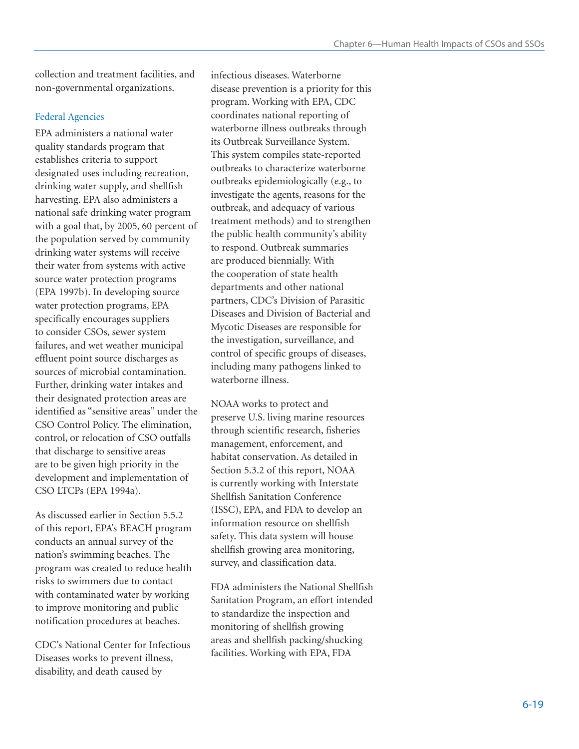collection and treatment facilities, and non-governmental organizations.

### Federal Agencies

EPA administers a national water quality standards program that establishes criteria to support designated uses including recreation, drinking water supply, and shellfish harvesting. EPA also administers a national safe drinking water program with a goal that, by 2005, 60 percent of the population served by community drinking water systems will receive their water from systems with active source water protection programs (EPA 1997b). In developing source water protection programs, EPA specifically encourages suppliers to consider CSOs, sewer system failures, and wet weather municipal effluent point source discharges as sources of microbial contamination. Further, drinking water intakes and their designated protection areas are identified as "sensitive areas" under the CSO Control Policy. The elimination, control, or relocation of CSO outfalls that discharge to sensitive areas are to be given high priority in the development and implementation of CSO LTCPs (EPA 1994a).

As discussed earlier in Section 5.5.2 of this report, EPA's BEACH program conducts an annual survey of the nation's swimming beaches. The program was created to reduce health risks to swimmers due to contact with contaminated water by working to improve monitoring and public notification procedures at beaches.

CDC's National Center for Infectious Diseases works to prevent illness, disability, and death caused by infectious diseases. Waterborne disease prevention is a priority for this program. Working with EPA, CDC coordinates national reporting of waterborne illness outbreaks through its Outbreak Surveillance System. This system compiles state-reported outbreaks to characterize waterborne outbreaks epidemiologically (e.g., to investigate the agents, reasons for the outbreak, and adequacy of various treatment methods) and to strengthen the public health community's ability to respond. Outbreak summaries are produced biennially. With the cooperation of state health departments and other national partners, CDC's Division of Parasitic Diseases and Division of Bacterial and Mycotic Diseases are responsible for the investigation, surveillance, and control of specific groups of diseases, including many pathogens linked to waterborne illness.

NOAA works to protect and preserve U.S. living marine resources through scientific research, fisheries management, enforcement, and habitat conservation. As detailed in Section 5.3.2 of this report, NOAA is currently working with Interstate Shellfish Sanitation Conference (ISSC), EPA, and FDA to develop an information resource on shellfish safety. This data system will house shellfish growing area monitoring, survey, and classification data.

FDA administers the National Shellfish Sanitation Program, an effort intended to standardize the inspection and monitoring of shellfish growing areas and shellfish packing/shucking facilities. Working with EPA, FDA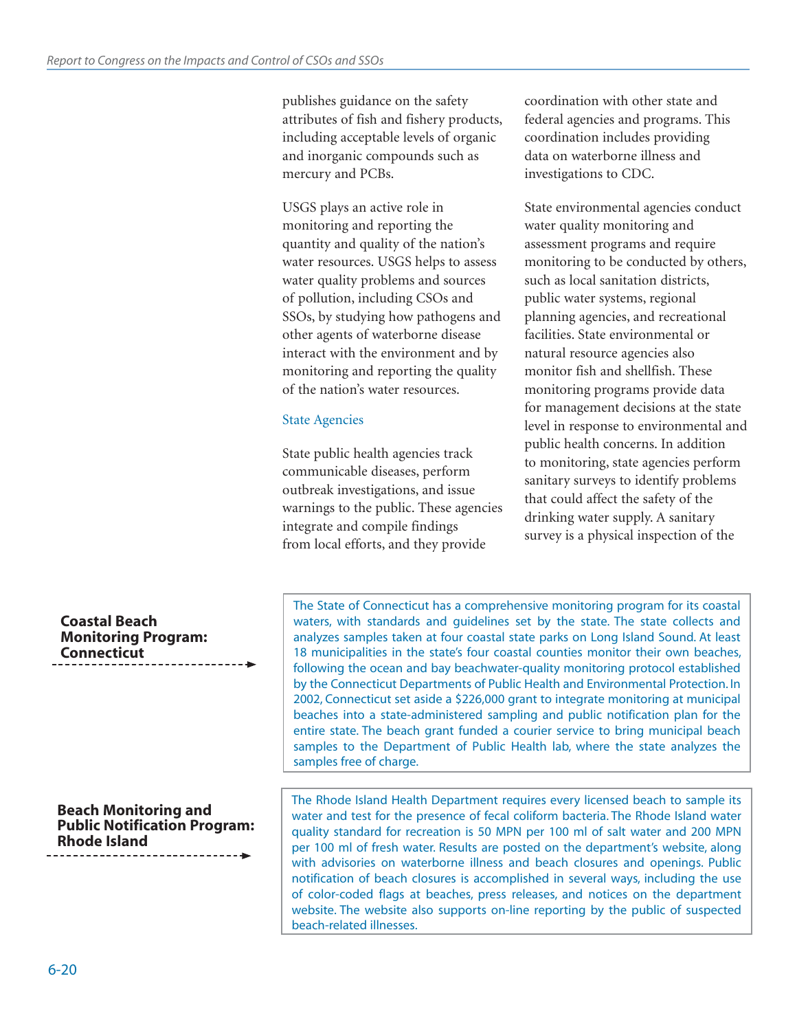publishes guidance on the safety attributes of fish and fishery products, including acceptable levels of organic and inorganic compounds such as mercury and PCBs.

USGS plays an active role in monitoring and reporting the quantity and quality of the nation's water resources. USGS helps to assess water quality problems and sources of pollution, including CSOs and SSOs, by studying how pathogens and other agents of waterborne disease interact with the environment and by monitoring and reporting the quality of the nation's water resources.

### State Agencies

State public health agencies track communicable diseases, perform outbreak investigations, and issue warnings to the public. These agencies integrate and compile findings from local efforts, and they provide coordination with other state and federal agencies and programs. This coordination includes providing data on waterborne illness and investigations to CDC.

State environmental agencies conduct water quality monitoring and assessment programs and require monitoring to be conducted by others, such as local sanitation districts, public water systems, regional planning agencies, and recreational facilities. State environmental or natural resource agencies also monitor fish and shellfish. These monitoring programs provide data for management decisions at the state level in response to environmental and public health concerns. In addition to monitoring, state agencies perform sanitary surveys to identify problems that could affect the safety of the drinking water supply. A sanitary survey is a physical inspection of the

**Coastal Beach Monitoring Program: Connecticut**

The State of Connecticut has a comprehensive monitoring program for its coastal waters, with standards and guidelines set by the state. The state collects and analyzes samples taken at four coastal state parks on Long Island Sound. At least 18 municipalities in the state's four coastal counties monitor their own beaches, following the ocean and bay beachwater-quality monitoring protocol established by the Connecticut Departments of Public Health and Environmental Protection. In 2002, Connecticut set aside a $226,000 grant to integrate monitoring at municipal beaches into a state-administered sampling and public notification plan for the entire state. The beach grant funded a courier service to bring municipal beach samples to the Department of Public Health lab, where the state analyzes the samples free of charge.

**Beach Monitoring and Public Notification Program: Rhode Island**

The Rhode Island Health Department requires every licensed beach to sample its water and test for the presence of fecal coliform bacteria. The Rhode Island water quality standard for recreation is 50 MPN per 100 ml of salt water and 200 MPN per 100 ml of fresh water. Results are posted on the department's website, along with advisories on waterborne illness and beach closures and openings. Public notification of beach closures is accomplished in several ways, including the use of color-coded flags at beaches, press releases, and notices on the department website. The website also supports on-line reporting by the public of suspected beach-related illnesses.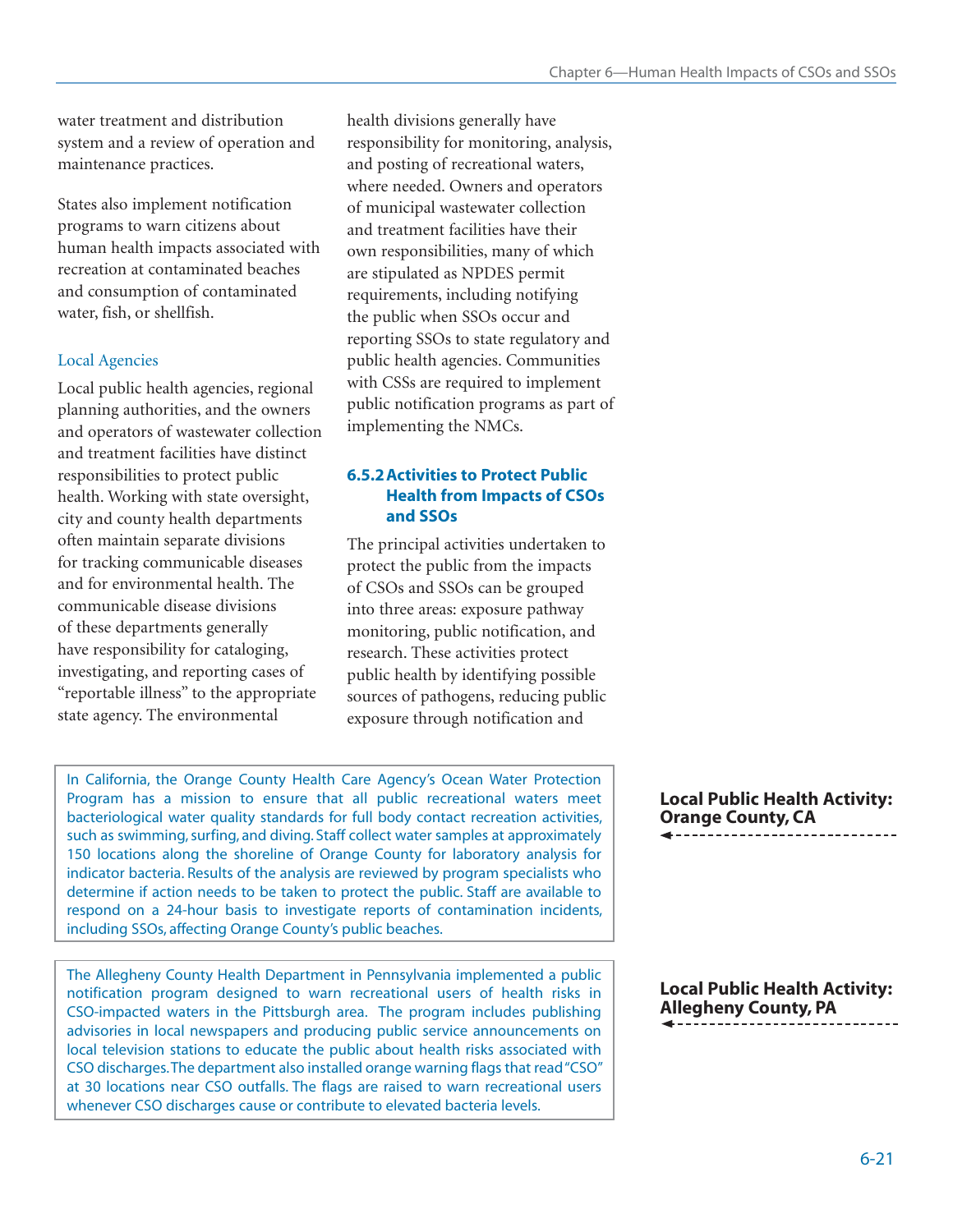water treatment and distribution system and a review of operation and maintenance practices.

States also implement notification programs to warn citizens about human health impacts associated with recreation at contaminated beaches and consumption of contaminated water, fish, or shellfish.

#### Local Agencies

Local public health agencies, regional planning authorities, and the owners and operators of wastewater collection and treatment facilities have distinct responsibilities to protect public health. Working with state oversight, city and county health departments often maintain separate divisions for tracking communicable diseases and for environmental health. The communicable disease divisions of these departments generally have responsibility for cataloging, investigating, and reporting cases of "reportable illness" to the appropriate state agency. The environmental health divisions generally have responsibility for monitoring, analysis, and posting of recreational waters, where needed. Owners and operators of municipal wastewater collection and treatment facilities have their own responsibilities, many of which are stipulated as NPDES permit requirements, including notifying the public when SSOs occur and reporting SSOs to state regulatory and public health agencies. Communities with CSSs are required to implement public notification programs as part of implementing the NMCs.

### 6.5.2 Activities to Protect Public Health from Impacts of CSOs and SSOs

The principal activities undertaken to protect the public from the impacts of CSOs and SSOs can be grouped into three areas: exposure pathway monitoring, public notification, and research. These activities protect public health by identifying possible sources of pathogens, reducing public exposure through notification and

**Local Public Health Activity: Orange County, CA**

In California, the Orange County Health Care Agency's Ocean Water Protection Program has a mission to ensure that all public recreational waters meet bacteriological water quality standards for full body contact recreation activities, such as swimming, surfing, and diving. Staff collect water samples at approximately 150 locations along the shoreline of Orange County for laboratory analysis for indicator bacteria. Results of the analysis are reviewed by program specialists who determine if action needs to be taken to protect the public. Staff are available to respond on a 24-hour basis to investigate reports of contamination incidents, including SSOs, affecting Orange County's public beaches.

**Local Public Health Activity: Allegheny County, PA**

The Allegheny County Health Department in Pennsylvania implemented a public notification program designed to warn recreational users of health risks in CSO-impacted waters in the Pittsburgh area. The program includes publishing advisories in local newspapers and producing public service announcements on local television stations to educate the public about health risks associated with CSO discharges. The department also installed orange warning flags that read "CSO" at 30 locations near CSO outfalls. The flags are raised to warn recreational users whenever CSO discharges cause or contribute to elevated bacteria levels.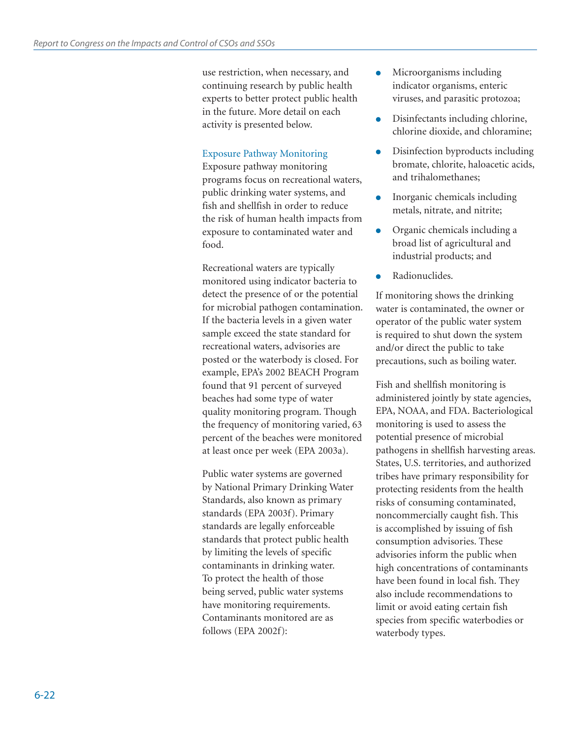use restriction, when necessary, and continuing research by public health experts to better protect public health in the future. More detail on each activity is presented below.

### Exposure Pathway Monitoring

Exposure pathway monitoring programs focus on recreational waters, public drinking water systems, and fish and shellfish in order to reduce the risk of human health impacts from exposure to contaminated water and food.

Recreational waters are typically monitored using indicator bacteria to detect the presence of or the potential for microbial pathogen contamination. If the bacteria levels in a given water sample exceed the state standard for recreational waters, advisories are posted or the waterbody is closed. For example, EPA's 2002 BEACH Program found that 91 percent of surveyed beaches had some type of water quality monitoring program. Though the frequency of monitoring varied, 63 percent of the beaches were monitored at least once per week (EPA 2003a).

Public water systems are governed by National Primary Drinking Water Standards, also known as primary standards (EPA 2003f). Primary standards are legally enforceable standards that protect public health by limiting the levels of specific contaminants in drinking water. To protect the health of those being served, public water systems have monitoring requirements. Contaminants monitored are as follows (EPA 2002f):

- Microorganisms including indicator organisms, enteric viruses, and parasitic protozoa;
- Disinfectants including chlorine, chlorine dioxide, and chloramine;
- Disinfection byproducts including bromate, chlorite, haloacetic acids, and trihalomethanes;
- Inorganic chemicals including metals, nitrate, and nitrite;
- Organic chemicals including a broad list of agricultural and industrial products; and
- Radionuclides.

If monitoring shows the drinking water is contaminated, the owner or operator of the public water system is required to shut down the system and/or direct the public to take precautions, such as boiling water.

Fish and shellfish monitoring is administered jointly by state agencies, EPA, NOAA, and FDA. Bacteriological monitoring is used to assess the potential presence of microbial pathogens in shellfish harvesting areas. States, U.S. territories, and authorized tribes have primary responsibility for protecting residents from the health risks of consuming contaminated, noncommercially caught fish. This is accomplished by issuing of fish consumption advisories. These advisories inform the public when high concentrations of contaminants have been found in local fish. They also include recommendations to limit or avoid eating certain fish species from specific waterbodies or waterbody types.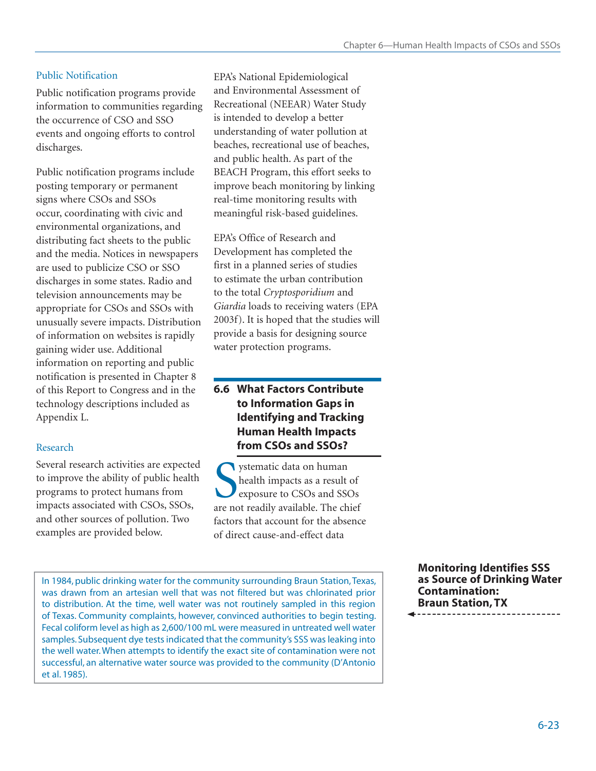### Public Notification

Public notification programs provide information to communities regarding the occurrence of CSO and SSO events and ongoing efforts to control discharges.

Public notification programs include posting temporary or permanent signs where CSOs and SSOs occur, coordinating with civic and environmental organizations, and distributing fact sheets to the public and the media. Notices in newspapers are used to publicize CSO or SSO discharges in some states. Radio and television announcements may be appropriate for CSOs and SSOs with unusually severe impacts. Distribution of information on websites is rapidly gaining wider use. Additional information on reporting and public notification is presented in Chapter 8 of this Report to Congress and in the technology descriptions included as Appendix L.

### Research

Several research activities are expected to improve the ability of public health programs to protect humans from impacts associated with CSOs, SSOs, and other sources of pollution. Two examples are provided below.

EPA's National Epidemiological and Environmental Assessment of Recreational (NEEAR) Water Study is intended to develop a better understanding of water pollution at beaches, recreational use of beaches, and public health. As part of the BEACH Program, this effort seeks to improve beach monitoring by linking real-time monitoring results with meaningful risk-based guidelines.

EPA's Office of Research and Development has completed the first in a planned series of studies to estimate the urban contribution to the total *Cryptosporidium* and *Giardia* loads to receiving waters (EPA 2003f). It is hoped that the studies will provide a basis for designing source water protection programs.

## 6.6 What Factors Contribute to Information Gaps in Identifying and Tracking Human Health Impacts from CSOs and SSOs?

Systematic data on human health impacts as a result of exposure to CSOs and SSOs are not readily available. The chief factors that account for the absence of direct cause-and-effect data

**Monitoring Identifies SSS as Source of Drinking Water Contamination: Braun Station, TX**

In 1984, public drinking water for the community surrounding Braun Station, Texas, was drawn from an artesian well that was not filtered but was chlorinated prior to distribution. At the time, well water was not routinely sampled in this region of Texas. Community complaints, however, convinced authorities to begin testing. Fecal coliform level as high as 2,600/100 mL were measured in untreated well water samples. Subsequent dye tests indicated that the community's SSS was leaking into the well water. When attempts to identify the exact site of contamination were not successful, an alternative water source was provided to the community (D'Antonio et al. 1985).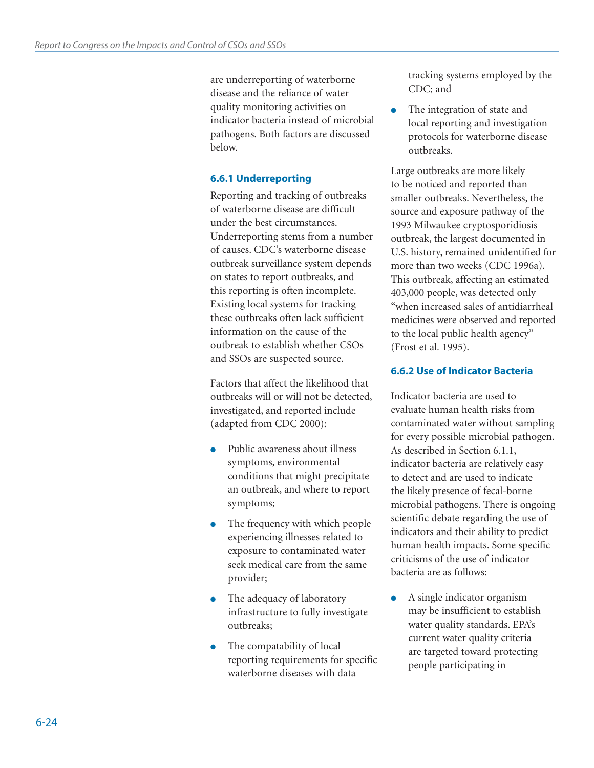are underreporting of waterborne disease and the reliance of water quality monitoring activities on indicator bacteria instead of microbial pathogens. Both factors are discussed below.

### 6.6.1 Underreporting

Reporting and tracking of outbreaks of waterborne disease are difficult under the best circumstances. Underreporting stems from a number of causes. CDC's waterborne disease outbreak surveillance system depends on states to report outbreaks, and this reporting is often incomplete. Existing local systems for tracking these outbreaks often lack sufficient information on the cause of the outbreak to establish whether CSOs and SSOs are suspected source.

Factors that affect the likelihood that outbreaks will or will not be detected, investigated, and reported include (adapted from CDC 2000):

- Public awareness about illness symptoms, environmental conditions that might precipitate an outbreak, and where to report symptoms;
- The frequency with which people experiencing illnesses related to exposure to contaminated water seek medical care from the same provider;
- The adequacy of laboratory infrastructure to fully investigate outbreaks;
- The compatability of local reporting requirements for specific waterborne diseases with data tracking systems employed by the CDC; and
- The integration of state and local reporting and investigation protocols for waterborne disease outbreaks.

Large outbreaks are more likely to be noticed and reported than smaller outbreaks. Nevertheless, the source and exposure pathway of the 1993 Milwaukee cryptosporidiosis outbreak, the largest documented in U.S. history, remained unidentified for more than two weeks (CDC 1996a). This outbreak, affecting an estimated 403,000 people, was detected only "when increased sales of antidiarrheal medicines were observed and reported to the local public health agency" (Frost et al. 1995).

### 6.6.2 Use of Indicator Bacteria

Indicator bacteria are used to evaluate human health risks from contaminated water without sampling for every possible microbial pathogen. As described in Section 6.1.1, indicator bacteria are relatively easy to detect and are used to indicate the likely presence of fecal-borne microbial pathogens. There is ongoing scientific debate regarding the use of indicators and their ability to predict human health impacts. Some specific criticisms of the use of indicator bacteria are as follows:

- A single indicator organism may be insufficient to establish water quality standards. EPA's current water quality criteria are targeted toward protecting people participating in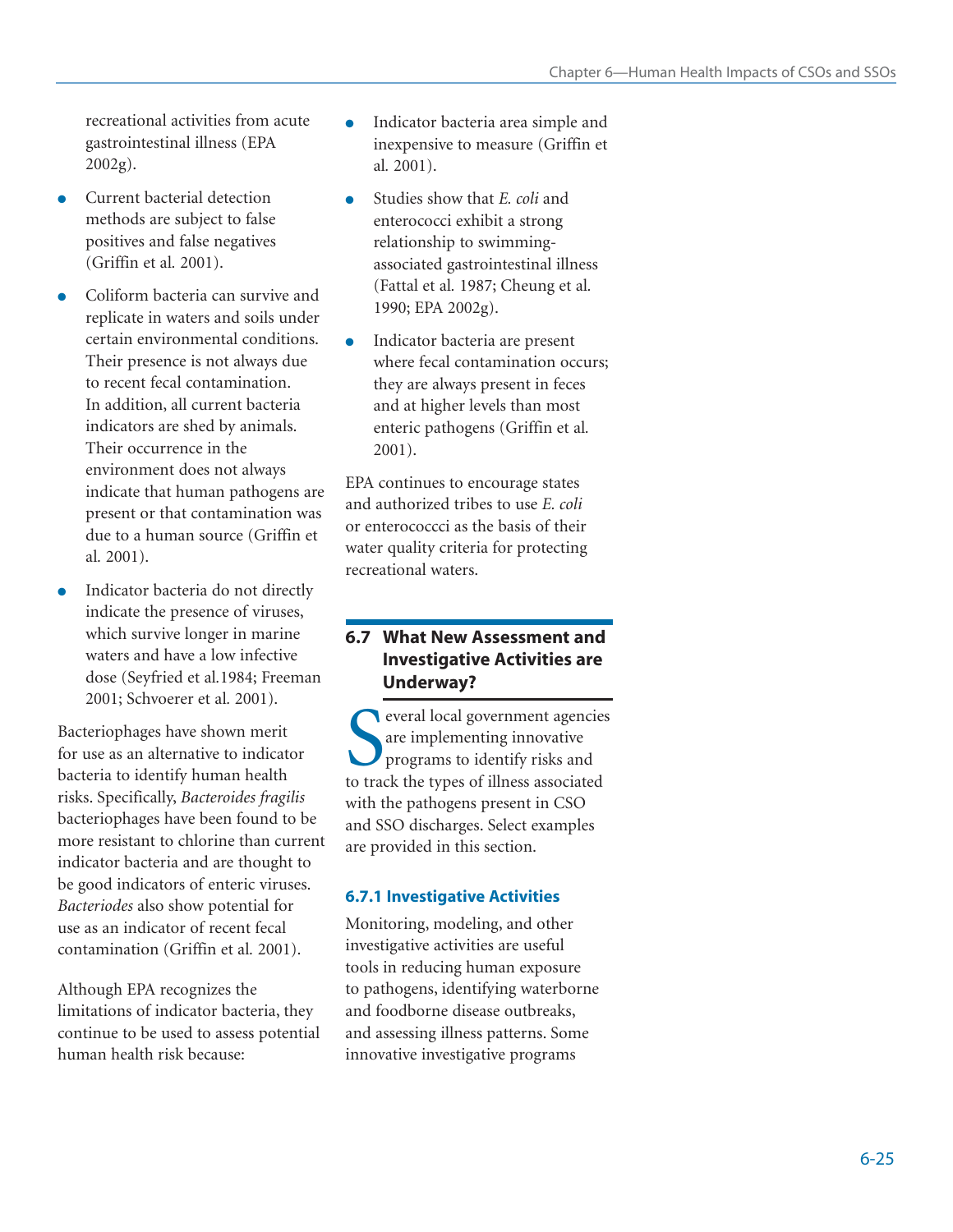recreational activities from acute gastrointestinal illness (EPA 2002g).

- Current bacterial detection methods are subject to false positives and false negatives (Griffin et al. 2001).
- Coliform bacteria can survive and replicate in waters and soils under certain environmental conditions. Their presence is not always due to recent fecal contamination. In addition, all current bacteria indicators are shed by animals. Their occurrence in the environment does not always indicate that human pathogens are present or that contamination was due to a human source (Griffin et al. 2001).
- Indicator bacteria do not directly indicate the presence of viruses, which survive longer in marine waters and have a low infective dose (Seyfried et al.1984; Freeman 2001; Schvoerer et al. 2001).

Bacteriophages have shown merit for use as an alternative to indicator bacteria to identify human health risks. Specifically, *Bacteroides fragilis* bacteriophages have been found to be more resistant to chlorine than current indicator bacteria and are thought to be good indicators of enteric viruses. *Bacteriodes* also show potential for use as an indicator of recent fecal contamination (Griffin et al. 2001).

Although EPA recognizes the limitations of indicator bacteria, they continue to be used to assess potential human health risk because:

- Indicator bacteria area simple and inexpensive to measure (Griffin et al. 2001).
- Studies show that *E. coli* and enterococci exhibit a strong relationship to swimming-associated gastrointestinal illness (Fattal et al. 1987; Cheung et al. 1990; EPA 2002g).
- Indicator bacteria are present where fecal contamination occurs; they are always present in feces and at higher levels than most enteric pathogens (Griffin et al. 2001).

EPA continues to encourage states and authorized tribes to use *E. coli* or enterococcci as the basis of their water quality criteria for protecting recreational waters.

## 6.7 What New Assessment and Investigative Activities are Underway?

Several local government agencies are implementing innovative programs to identify risks and to track the types of illness associated with the pathogens present in CSO and SSO discharges. Select examples are provided in this section.

### 6.7.1 Investigative Activities

Monitoring, modeling, and other investigative activities are useful tools in reducing human exposure to pathogens, identifying waterborne and foodborne disease outbreaks, and assessing illness patterns. Some innovative investigative programs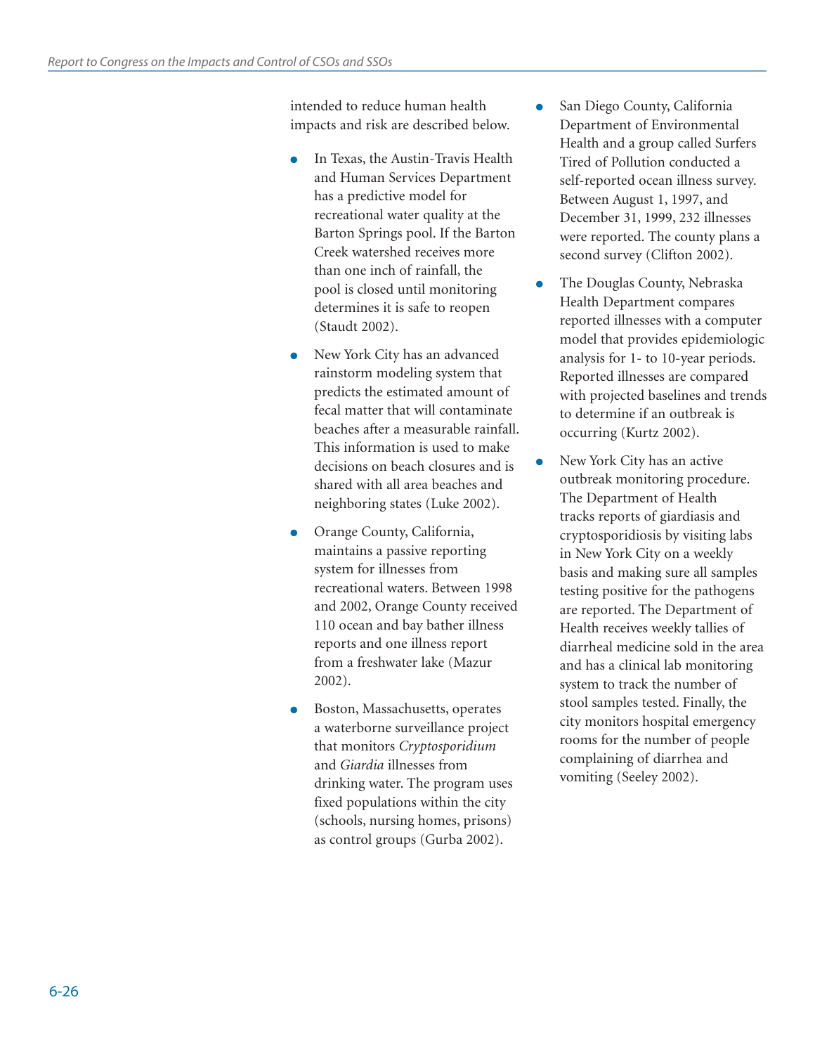intended to reduce human health impacts and risk are described below.

- In Texas, the Austin-Travis Health and Human Services Department has a predictive model for recreational water quality at the Barton Springs pool. If the Barton Creek watershed receives more than one inch of rainfall, the pool is closed until monitoring determines it is safe to reopen (Staudt 2002).
- New York City has an advanced rainstorm modeling system that predicts the estimated amount of fecal matter that will contaminate beaches after a measurable rainfall. This information is used to make decisions on beach closures and is shared with all area beaches and neighboring states (Luke 2002).
- Orange County, California, maintains a passive reporting system for illnesses from recreational waters. Between 1998 and 2002, Orange County received 110 ocean and bay bather illness reports and one illness report from a freshwater lake (Mazur 2002).
- Boston, Massachusetts, operates a waterborne surveillance project that monitors *Cryptosporidium* and *Giardia* illnesses from drinking water. The program uses fixed populations within the city (schools, nursing homes, prisons) as control groups (Gurba 2002).
- San Diego County, California Department of Environmental Health and a group called Surfers Tired of Pollution conducted a self-reported ocean illness survey. Between August 1, 1997, and December 31, 1999, 232 illnesses were reported. The county plans a second survey (Clifton 2002).
- The Douglas County, Nebraska Health Department compares reported illnesses with a computer model that provides epidemiologic analysis for 1- to 10-year periods. Reported illnesses are compared with projected baselines and trends to determine if an outbreak is occurring (Kurtz 2002).
- New York City has an active outbreak monitoring procedure. The Department of Health tracks reports of giardiasis and cryptosporidiosis by visiting labs in New York City on a weekly basis and making sure all samples testing positive for the pathogens are reported. The Department of Health receives weekly tallies of diarrheal medicine sold in the area and has a clinical lab monitoring system to track the number of stool samples tested. Finally, the city monitors hospital emergency rooms for the number of people complaining of diarrhea and vomiting (Seeley 2002).